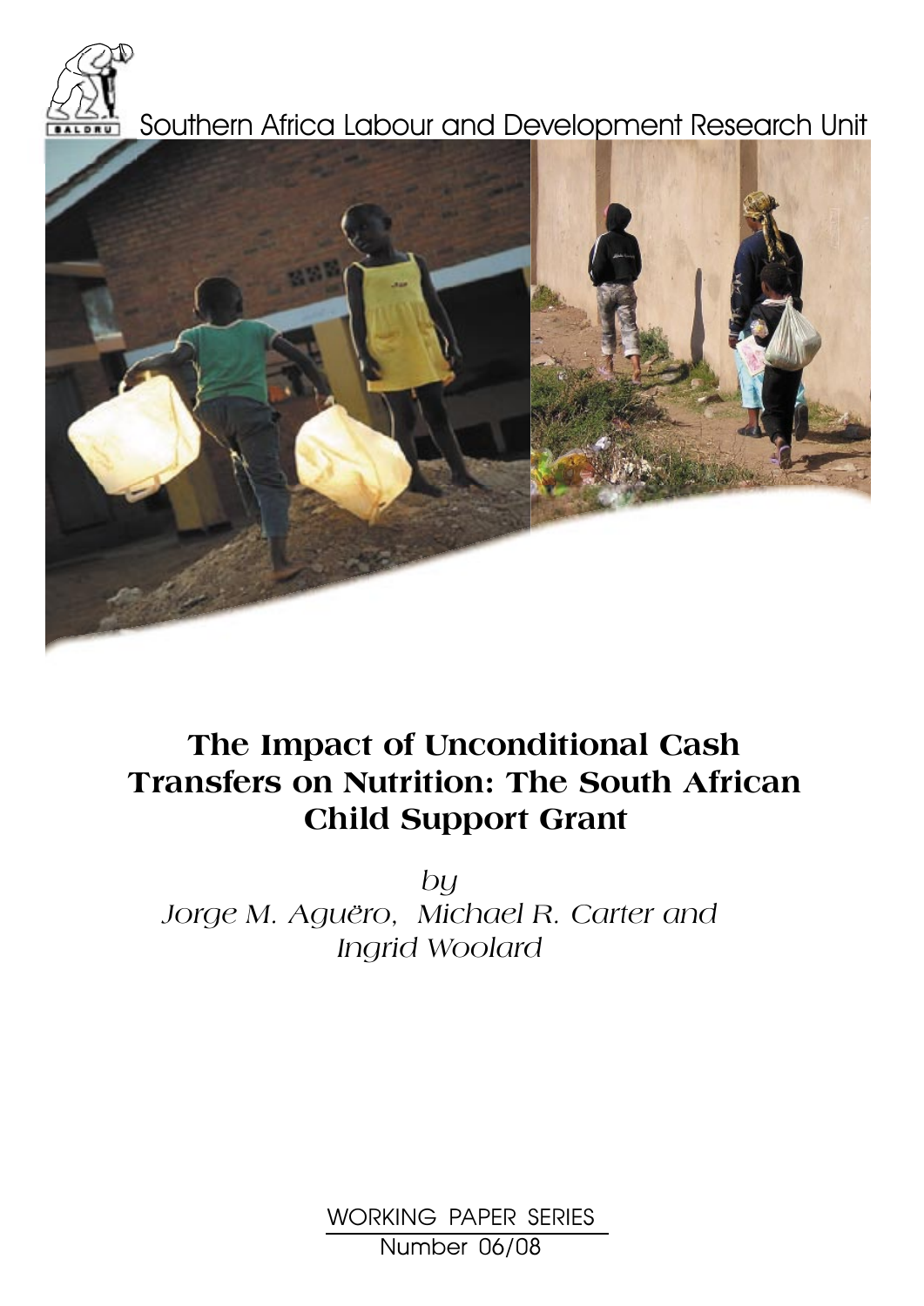Southern Africa Labour and Development Research Unit

# The Impact of Unconditional Cash Transfers on Nutrition: The South African Child Support Grant

*by*
*Jorge M. Aguëro, Michael R. Carter and Ingrid Woolard*

WORKING PAPER SERIES
Number 06/08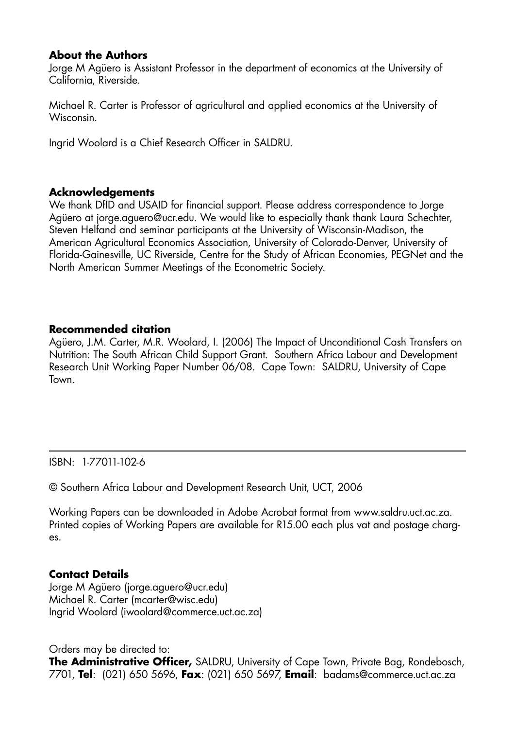**About the Authors**

Jorge M Agüero is Assistant Professor in the department of economics at the University of California, Riverside.

Michael R. Carter is Professor of agricultural and applied economics at the University of Wisconsin.

Ingrid Woolard is a Chief Research Officer in SALDRU.

**Acknowledgements**

We thank DfID and USAID for financial support. Please address correspondence to Jorge Agüero at jorge.aguero@ucr.edu. We would like to especially thank thank Laura Schechter, Steven Helfand and seminar participants at the University of Wisconsin-Madison, the American Agricultural Economics Association, University of Colorado-Denver, University of Florida-Gainesville, UC Riverside, Centre for the Study of African Economies, PEGNet and the North American Summer Meetings of the Econometric Society.

**Recommended citation**

Agüero, J.M. Carter, M.R. Woolard, I. (2006) The Impact of Unconditional Cash Transfers on Nutrition: The South African Child Support Grant. Southern Africa Labour and Development Research Unit Working Paper Number 06/08. Cape Town: SALDRU, University of Cape Town.

---

ISBN: 1-77011-102-6

© Southern Africa Labour and Development Research Unit, UCT, 2006

Working Papers can be downloaded in Adobe Acrobat format from www.saldru.uct.ac.za. Printed copies of Working Papers are available for R15.00 each plus vat and postage charges.

**Contact Details**

Jorge M Agüero (jorge.aguero@ucr.edu)
Michael R. Carter (mcarter@wisc.edu)
Ingrid Woolard (iwoolard@commerce.uct.ac.za)

Orders may be directed to:
**The Administrative Officer,** SALDRU, University of Cape Town, Private Bag, Rondebosch, 7701, **Tel**: (021) 650 5696, **Fax**: (021) 650 5697, **Email**: badams@commerce.uct.ac.za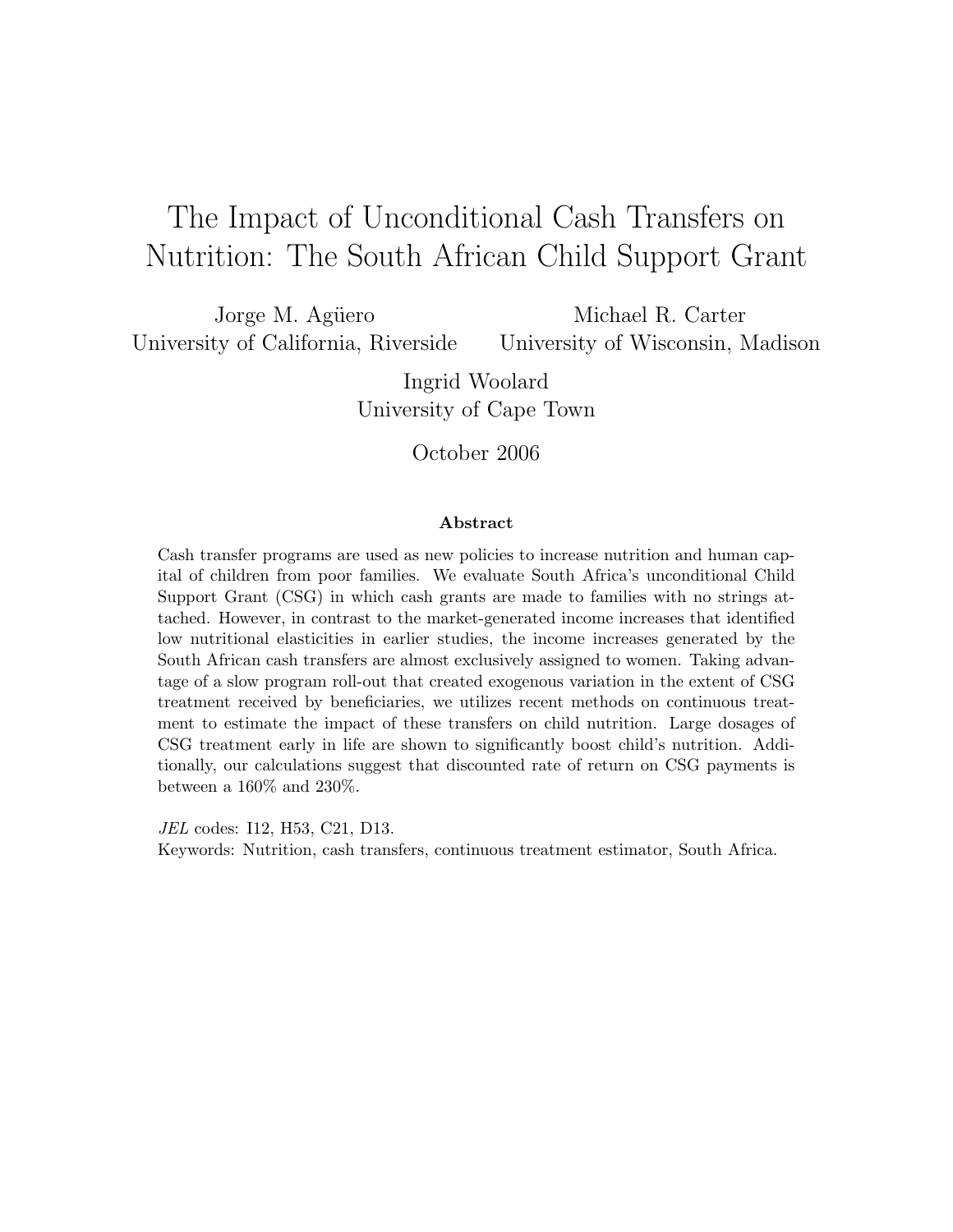# The Impact of Unconditional Cash Transfers on Nutrition: The South African Child Support Grant

Jorge M. Agüero
University of California, Riverside

Michael R. Carter
University of Wisconsin, Madison

Ingrid Woolard
University of Cape Town

October 2006

**Abstract**

Cash transfer programs are used as new policies to increase nutrition and human capital of children from poor families. We evaluate South Africa's unconditional Child Support Grant (CSG) in which cash grants are made to families with no strings attached. However, in contrast to the market-generated income increases that identified low nutritional elasticities in earlier studies, the income increases generated by the South African cash transfers are almost exclusively assigned to women. Taking advantage of a slow program roll-out that created exogenous variation in the extent of CSG treatment received by beneficiaries, we utilizes recent methods on continuous treatment to estimate the impact of these transfers on child nutrition. Large dosages of CSG treatment early in life are shown to significantly boost child's nutrition. Additionally, our calculations suggest that discounted rate of return on CSG payments is between a 160% and 230%.

*JEL* codes: I12, H53, C21, D13.
Keywords: Nutrition, cash transfers, continuous treatment estimator, South Africa.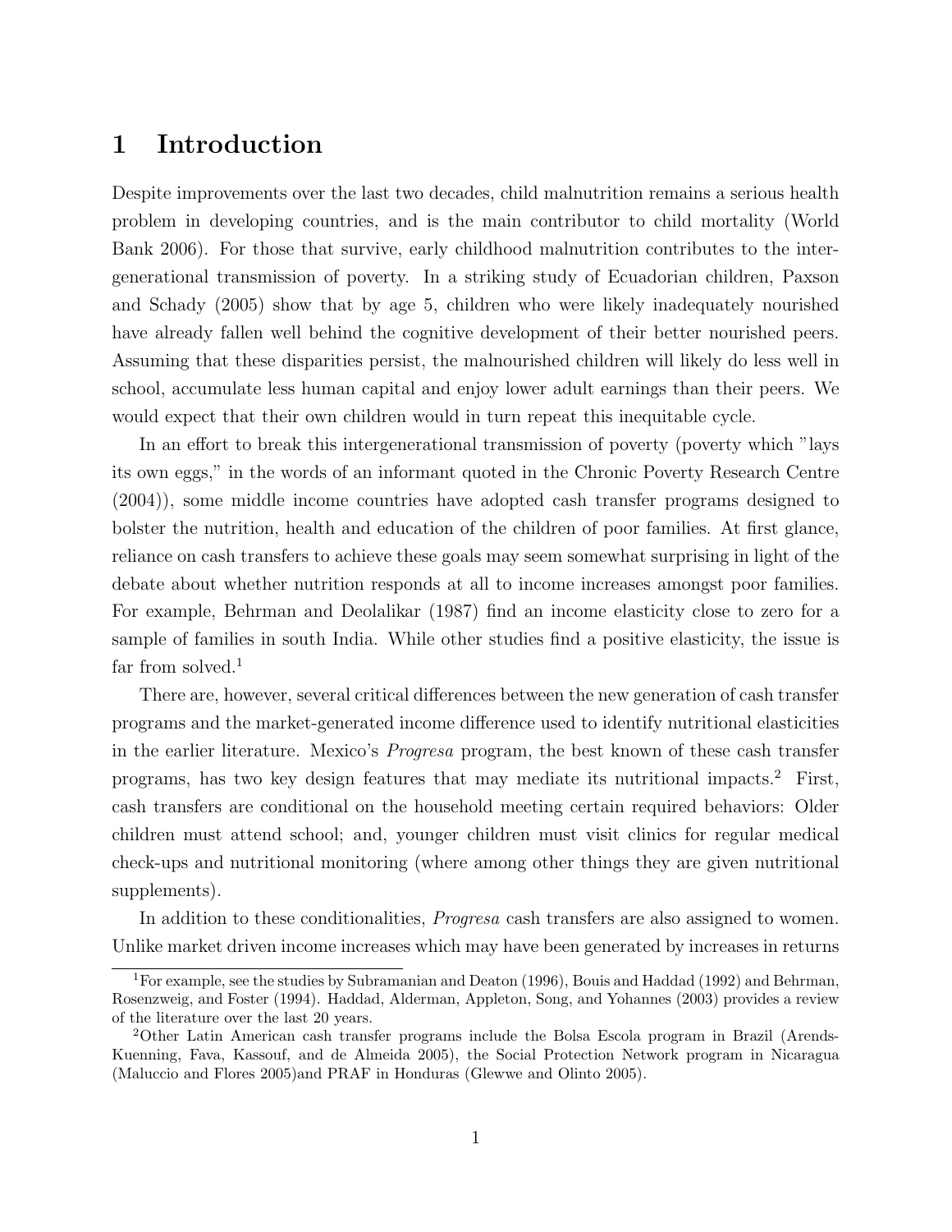# 1 Introduction

Despite improvements over the last two decades, child malnutrition remains a serious health problem in developing countries, and is the main contributor to child mortality (World Bank 2006). For those that survive, early childhood malnutrition contributes to the intergenerational transmission of poverty. In a striking study of Ecuadorian children, Paxson and Schady (2005) show that by age 5, children who were likely inadequately nourished have already fallen well behind the cognitive development of their better nourished peers. Assuming that these disparities persist, the malnourished children will likely do less well in school, accumulate less human capital and enjoy lower adult earnings than their peers. We would expect that their own children would in turn repeat this inequitable cycle.

In an effort to break this intergenerational transmission of poverty (poverty which "lays its own eggs," in the words of an informant quoted in the Chronic Poverty Research Centre (2004)), some middle income countries have adopted cash transfer programs designed to bolster the nutrition, health and education of the children of poor families. At first glance, reliance on cash transfers to achieve these goals may seem somewhat surprising in light of the debate about whether nutrition responds at all to income increases amongst poor families. For example, Behrman and Deolalikar (1987) find an income elasticity close to zero for a sample of families in south India. While other studies find a positive elasticity, the issue is far from solved.[1]

There are, however, several critical differences between the new generation of cash transfer programs and the market-generated income difference used to identify nutritional elasticities in the earlier literature. Mexico's *Progresa* program, the best known of these cash transfer programs, has two key design features that may mediate its nutritional impacts.[2] First, cash transfers are conditional on the household meeting certain required behaviors: Older children must attend school; and, younger children must visit clinics for regular medical check-ups and nutritional monitoring (where among other things they are given nutritional supplements).

In addition to these conditionalities, *Progresa* cash transfers are also assigned to women. Unlike market driven income increases which may have been generated by increases in returns

[1] For example, see the studies by Subramanian and Deaton (1996), Bouis and Haddad (1992) and Behrman, Rosenzweig, and Foster (1994). Haddad, Alderman, Appleton, Song, and Yohannes (2003) provides a review of the literature over the last 20 years.

[2] Other Latin American cash transfer programs include the Bolsa Escola program in Brazil (Arends-Kuenning, Fava, Kassouf, and de Almeida 2005), the Social Protection Network program in Nicaragua (Maluccio and Flores 2005)and PRAF in Honduras (Glewwe and Olinto 2005).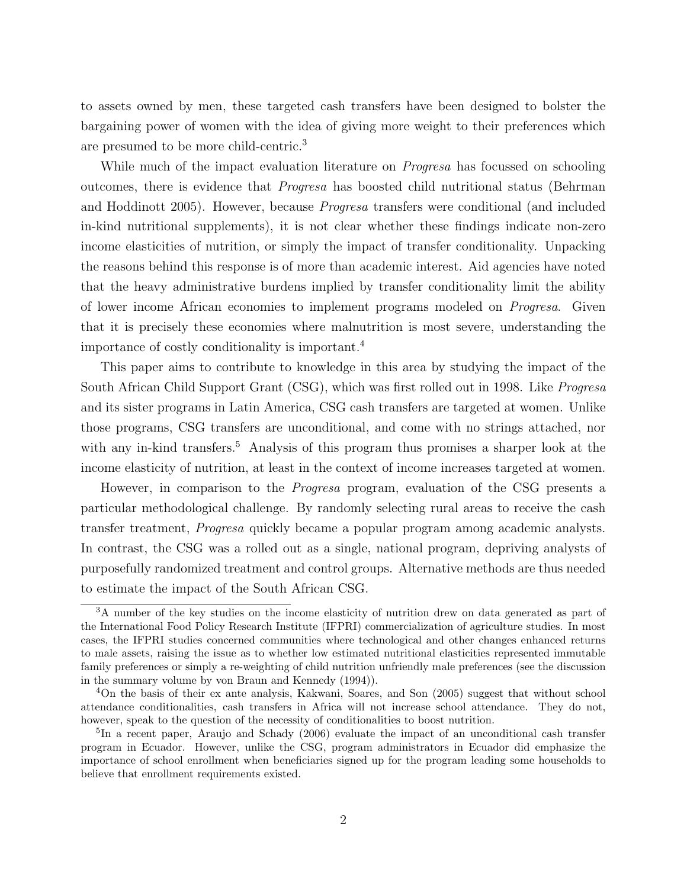to assets owned by men, these targeted cash transfers have been designed to bolster the bargaining power of women with the idea of giving more weight to their preferences which are presumed to be more child-centric.[3]

While much of the impact evaluation literature on *Progresa* has focussed on schooling outcomes, there is evidence that *Progresa* has boosted child nutritional status (Behrman and Hoddinott 2005). However, because *Progresa* transfers were conditional (and included in-kind nutritional supplements), it is not clear whether these findings indicate non-zero income elasticities of nutrition, or simply the impact of transfer conditionality. Unpacking the reasons behind this response is of more than academic interest. Aid agencies have noted that the heavy administrative burdens implied by transfer conditionality limit the ability of lower income African economies to implement programs modeled on *Progresa*. Given that it is precisely these economies where malnutrition is most severe, understanding the importance of costly conditionality is important.[4]

This paper aims to contribute to knowledge in this area by studying the impact of the South African Child Support Grant (CSG), which was first rolled out in 1998. Like *Progresa* and its sister programs in Latin America, CSG cash transfers are targeted at women. Unlike those programs, CSG transfers are unconditional, and come with no strings attached, nor with any in-kind transfers.[5] Analysis of this program thus promises a sharper look at the income elasticity of nutrition, at least in the context of income increases targeted at women.

However, in comparison to the *Progresa* program, evaluation of the CSG presents a particular methodological challenge. By randomly selecting rural areas to receive the cash transfer treatment, *Progresa* quickly became a popular program among academic analysts. In contrast, the CSG was a rolled out as a single, national program, depriving analysts of purposefully randomized treatment and control groups. Alternative methods are thus needed to estimate the impact of the South African CSG.

[3] A number of the key studies on the income elasticity of nutrition drew on data generated as part of the International Food Policy Research Institute (IFPRI) commercialization of agriculture studies. In most cases, the IFPRI studies concerned communities where technological and other changes enhanced returns to male assets, raising the issue as to whether low estimated nutritional elasticities represented immutable family preferences or simply a re-weighting of child nutrition unfriendly male preferences (see the discussion in the summary volume by von Braun and Kennedy (1994)).

[4] On the basis of their ex ante analysis, Kakwani, Soares, and Son (2005) suggest that without school attendance conditionalities, cash transfers in Africa will not increase school attendance. They do not, however, speak to the question of the necessity of conditionalities to boost nutrition.

[5] In a recent paper, Araujo and Schady (2006) evaluate the impact of an unconditional cash transfer program in Ecuador. However, unlike the CSG, program administrators in Ecuador did emphasize the importance of school enrollment when beneficiaries signed up for the program leading some households to believe that enrollment requirements existed.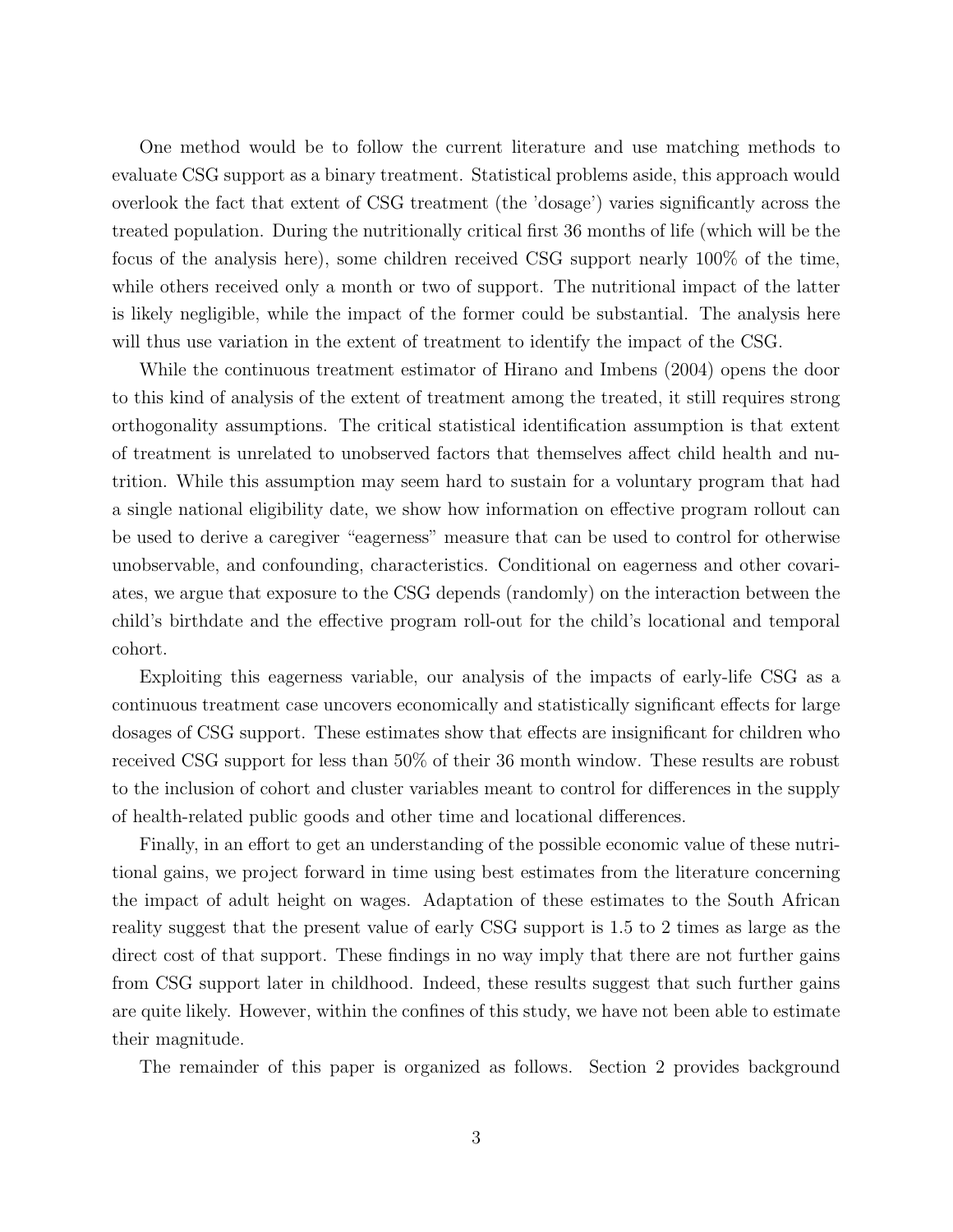One method would be to follow the current literature and use matching methods to evaluate CSG support as a binary treatment. Statistical problems aside, this approach would overlook the fact that extent of CSG treatment (the 'dosage') varies significantly across the treated population. During the nutritionally critical first 36 months of life (which will be the focus of the analysis here), some children received CSG support nearly 100% of the time, while others received only a month or two of support. The nutritional impact of the latter is likely negligible, while the impact of the former could be substantial. The analysis here will thus use variation in the extent of treatment to identify the impact of the CSG.

While the continuous treatment estimator of Hirano and Imbens (2004) opens the door to this kind of analysis of the extent of treatment among the treated, it still requires strong orthogonality assumptions. The critical statistical identification assumption is that extent of treatment is unrelated to unobserved factors that themselves affect child health and nutrition. While this assumption may seem hard to sustain for a voluntary program that had a single national eligibility date, we show how information on effective program rollout can be used to derive a caregiver "eagerness" measure that can be used to control for otherwise unobservable, and confounding, characteristics. Conditional on eagerness and other covariates, we argue that exposure to the CSG depends (randomly) on the interaction between the child's birthdate and the effective program roll-out for the child's locational and temporal cohort.

Exploiting this eagerness variable, our analysis of the impacts of early-life CSG as a continuous treatment case uncovers economically and statistically significant effects for large dosages of CSG support. These estimates show that effects are insignificant for children who received CSG support for less than 50% of their 36 month window. These results are robust to the inclusion of cohort and cluster variables meant to control for differences in the supply of health-related public goods and other time and locational differences.

Finally, in an effort to get an understanding of the possible economic value of these nutritional gains, we project forward in time using best estimates from the literature concerning the impact of adult height on wages. Adaptation of these estimates to the South African reality suggest that the present value of early CSG support is 1.5 to 2 times as large as the direct cost of that support. These findings in no way imply that there are not further gains from CSG support later in childhood. Indeed, these results suggest that such further gains are quite likely. However, within the confines of this study, we have not been able to estimate their magnitude.

The remainder of this paper is organized as follows. Section 2 provides background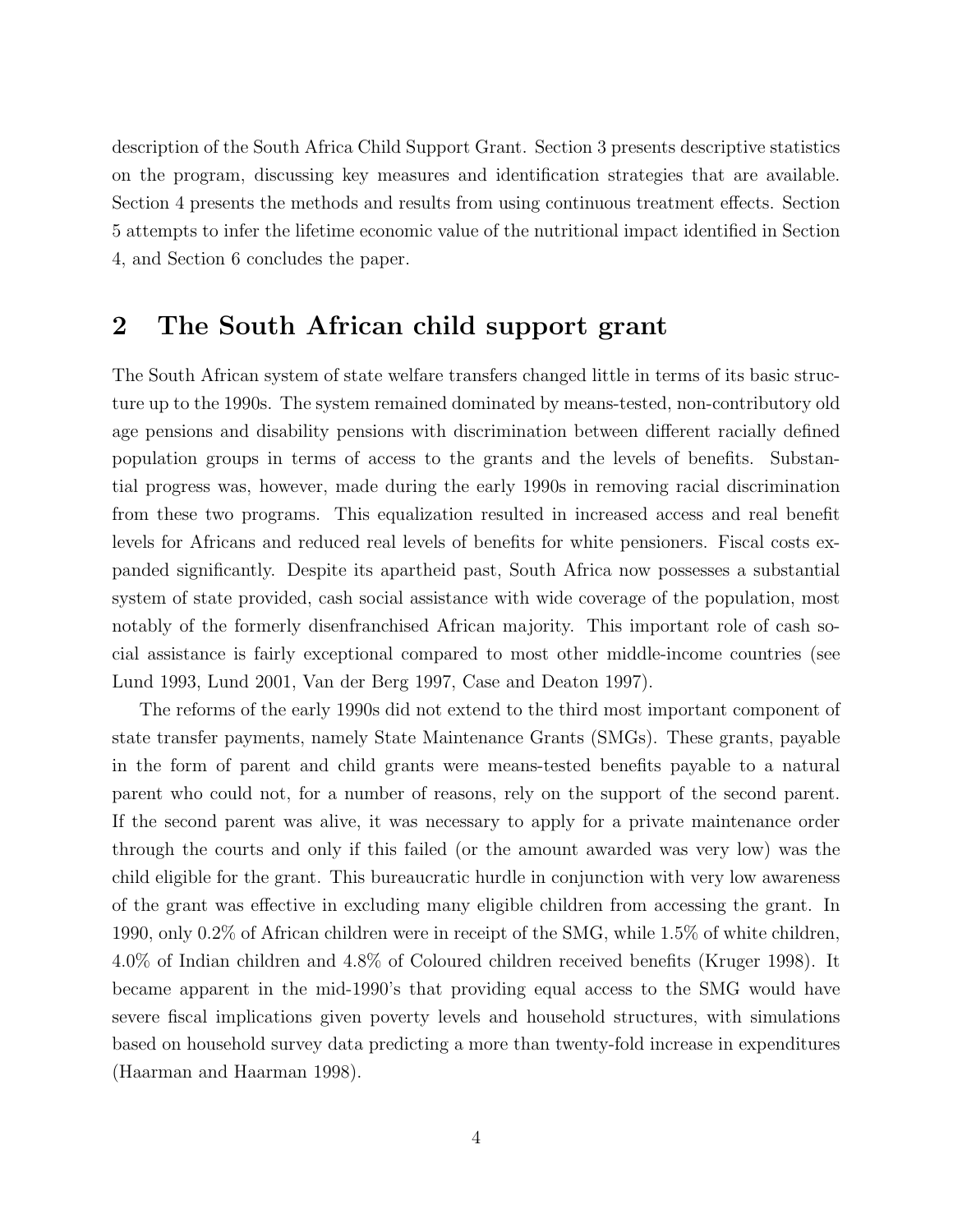description of the South Africa Child Support Grant. Section 3 presents descriptive statistics on the program, discussing key measures and identification strategies that are available. Section 4 presents the methods and results from using continuous treatment effects. Section 5 attempts to infer the lifetime economic value of the nutritional impact identified in Section 4, and Section 6 concludes the paper.

## 2 The South African child support grant

The South African system of state welfare transfers changed little in terms of its basic structure up to the 1990s. The system remained dominated by means-tested, non-contributory old age pensions and disability pensions with discrimination between different racially defined population groups in terms of access to the grants and the levels of benefits. Substantial progress was, however, made during the early 1990s in removing racial discrimination from these two programs. This equalization resulted in increased access and real benefit levels for Africans and reduced real levels of benefits for white pensioners. Fiscal costs expanded significantly. Despite its apartheid past, South Africa now possesses a substantial system of state provided, cash social assistance with wide coverage of the population, most notably of the formerly disenfranchised African majority. This important role of cash social assistance is fairly exceptional compared to most other middle-income countries (see Lund 1993, Lund 2001, Van der Berg 1997, Case and Deaton 1997).

The reforms of the early 1990s did not extend to the third most important component of state transfer payments, namely State Maintenance Grants (SMGs). These grants, payable in the form of parent and child grants were means-tested benefits payable to a natural parent who could not, for a number of reasons, rely on the support of the second parent. If the second parent was alive, it was necessary to apply for a private maintenance order through the courts and only if this failed (or the amount awarded was very low) was the child eligible for the grant. This bureaucratic hurdle in conjunction with very low awareness of the grant was effective in excluding many eligible children from accessing the grant. In 1990, only 0.2% of African children were in receipt of the SMG, while 1.5% of white children, 4.0% of Indian children and 4.8% of Coloured children received benefits (Kruger 1998). It became apparent in the mid-1990's that providing equal access to the SMG would have severe fiscal implications given poverty levels and household structures, with simulations based on household survey data predicting a more than twenty-fold increase in expenditures (Haarman and Haarman 1998).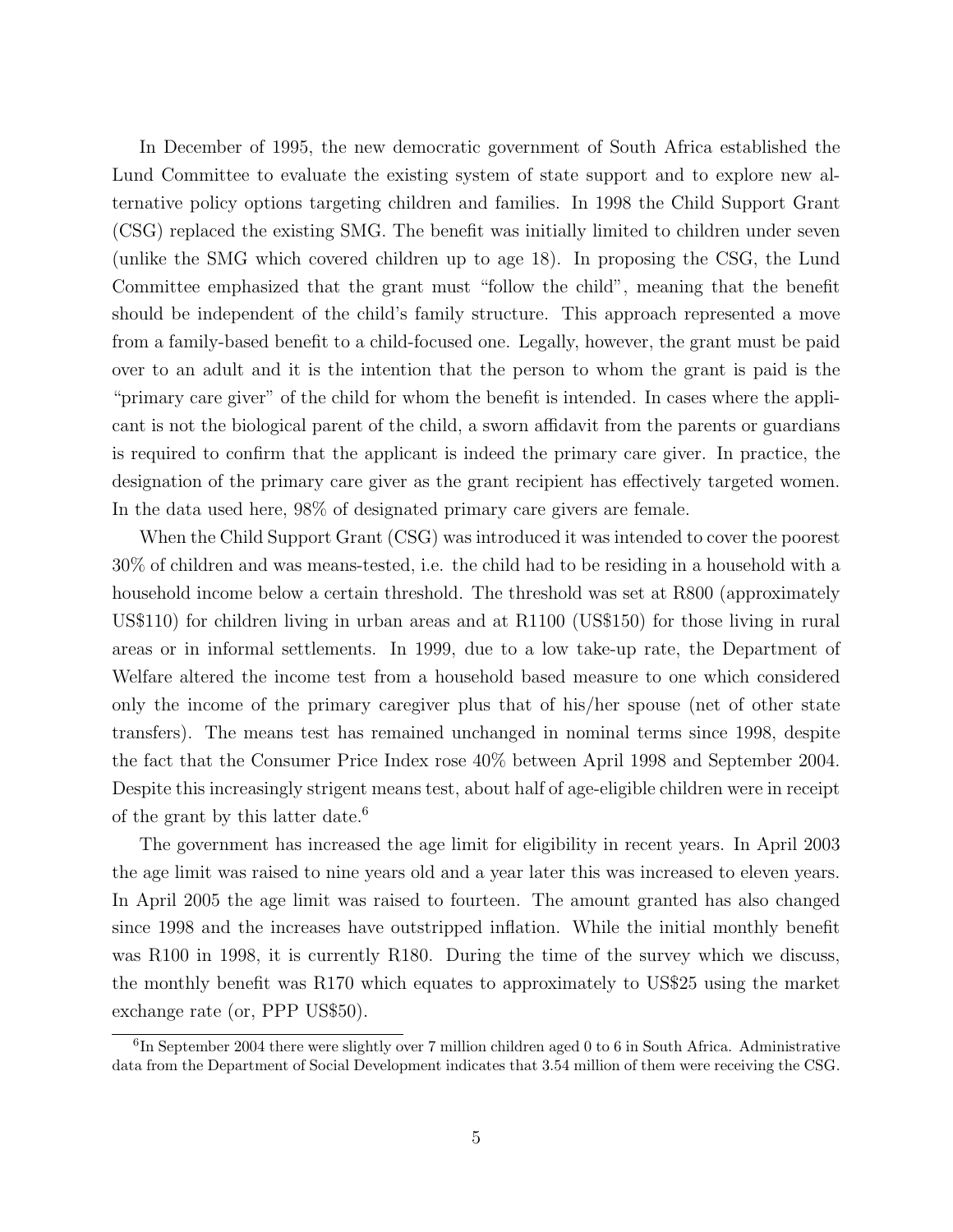In December of 1995, the new democratic government of South Africa established the Lund Committee to evaluate the existing system of state support and to explore new alternative policy options targeting children and families. In 1998 the Child Support Grant (CSG) replaced the existing SMG. The benefit was initially limited to children under seven (unlike the SMG which covered children up to age 18). In proposing the CSG, the Lund Committee emphasized that the grant must "follow the child", meaning that the benefit should be independent of the child's family structure. This approach represented a move from a family-based benefit to a child-focused one. Legally, however, the grant must be paid over to an adult and it is the intention that the person to whom the grant is paid is the "primary care giver" of the child for whom the benefit is intended. In cases where the applicant is not the biological parent of the child, a sworn affidavit from the parents or guardians is required to confirm that the applicant is indeed the primary care giver. In practice, the designation of the primary care giver as the grant recipient has effectively targeted women. In the data used here, 98% of designated primary care givers are female.

When the Child Support Grant (CSG) was introduced it was intended to cover the poorest 30% of children and was means-tested, i.e. the child had to be residing in a household with a household income below a certain threshold. The threshold was set at R800 (approximately US$110) for children living in urban areas and at R1100 (US$150) for those living in rural areas or in informal settlements. In 1999, due to a low take-up rate, the Department of Welfare altered the income test from a household based measure to one which considered only the income of the primary caregiver plus that of his/her spouse (net of other state transfers). The means test has remained unchanged in nominal terms since 1998, despite the fact that the Consumer Price Index rose 40% between April 1998 and September 2004. Despite this increasingly strigent means test, about half of age-eligible children were in receipt of the grant by this latter date.[6]

The government has increased the age limit for eligibility in recent years. In April 2003 the age limit was raised to nine years old and a year later this was increased to eleven years. In April 2005 the age limit was raised to fourteen. The amount granted has also changed since 1998 and the increases have outstripped inflation. While the initial monthly benefit was R100 in 1998, it is currently R180. During the time of the survey which we discuss, the monthly benefit was R170 which equates to approximately to US$25 using the market exchange rate (or, PPP US$50).

[6] In September 2004 there were slightly over 7 million children aged 0 to 6 in South Africa. Administrative data from the Department of Social Development indicates that 3.54 million of them were receiving the CSG.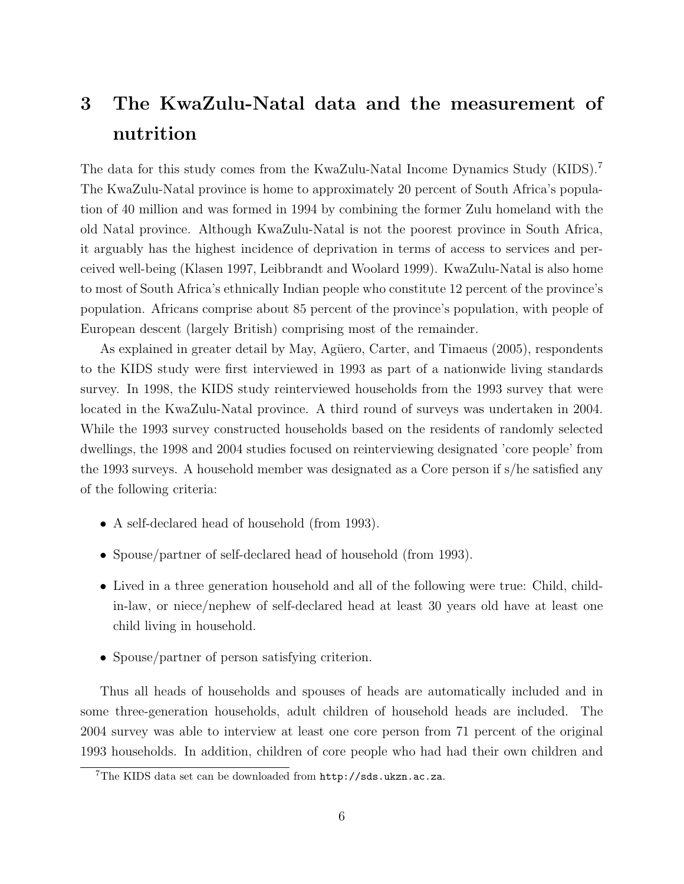# 3 The KwaZulu-Natal data and the measurement of nutrition

The data for this study comes from the KwaZulu-Natal Income Dynamics Study (KIDS).[7] The KwaZulu-Natal province is home to approximately 20 percent of South Africa's population of 40 million and was formed in 1994 by combining the former Zulu homeland with the old Natal province. Although KwaZulu-Natal is not the poorest province in South Africa, it arguably has the highest incidence of deprivation in terms of access to services and perceived well-being (Klasen 1997, Leibbrandt and Woolard 1999). KwaZulu-Natal is also home to most of South Africa's ethnically Indian people who constitute 12 percent of the province's population. Africans comprise about 85 percent of the province's population, with people of European descent (largely British) comprising most of the remainder.

As explained in greater detail by May, Agüero, Carter, and Timaeus (2005), respondents to the KIDS study were first interviewed in 1993 as part of a nationwide living standards survey. In 1998, the KIDS study reinterviewed households from the 1993 survey that were located in the KwaZulu-Natal province. A third round of surveys was undertaken in 2004. While the 1993 survey constructed households based on the residents of randomly selected dwellings, the 1998 and 2004 studies focused on reinterviewing designated 'core people' from the 1993 surveys. A household member was designated as a Core person if s/he satisfied any of the following criteria:

- A self-declared head of household (from 1993).
- Spouse/partner of self-declared head of household (from 1993).
- Lived in a three generation household and all of the following were true: Child, child-in-law, or niece/nephew of self-declared head at least 30 years old have at least one child living in household.
- Spouse/partner of person satisfying criterion.

Thus all heads of households and spouses of heads are automatically included and in some three-generation households, adult children of household heads are included. The 2004 survey was able to interview at least one core person from 71 percent of the original 1993 households. In addition, children of core people who had had their own children and

[7] The KIDS data set can be downloaded from `http://sds.ukzn.ac.za`.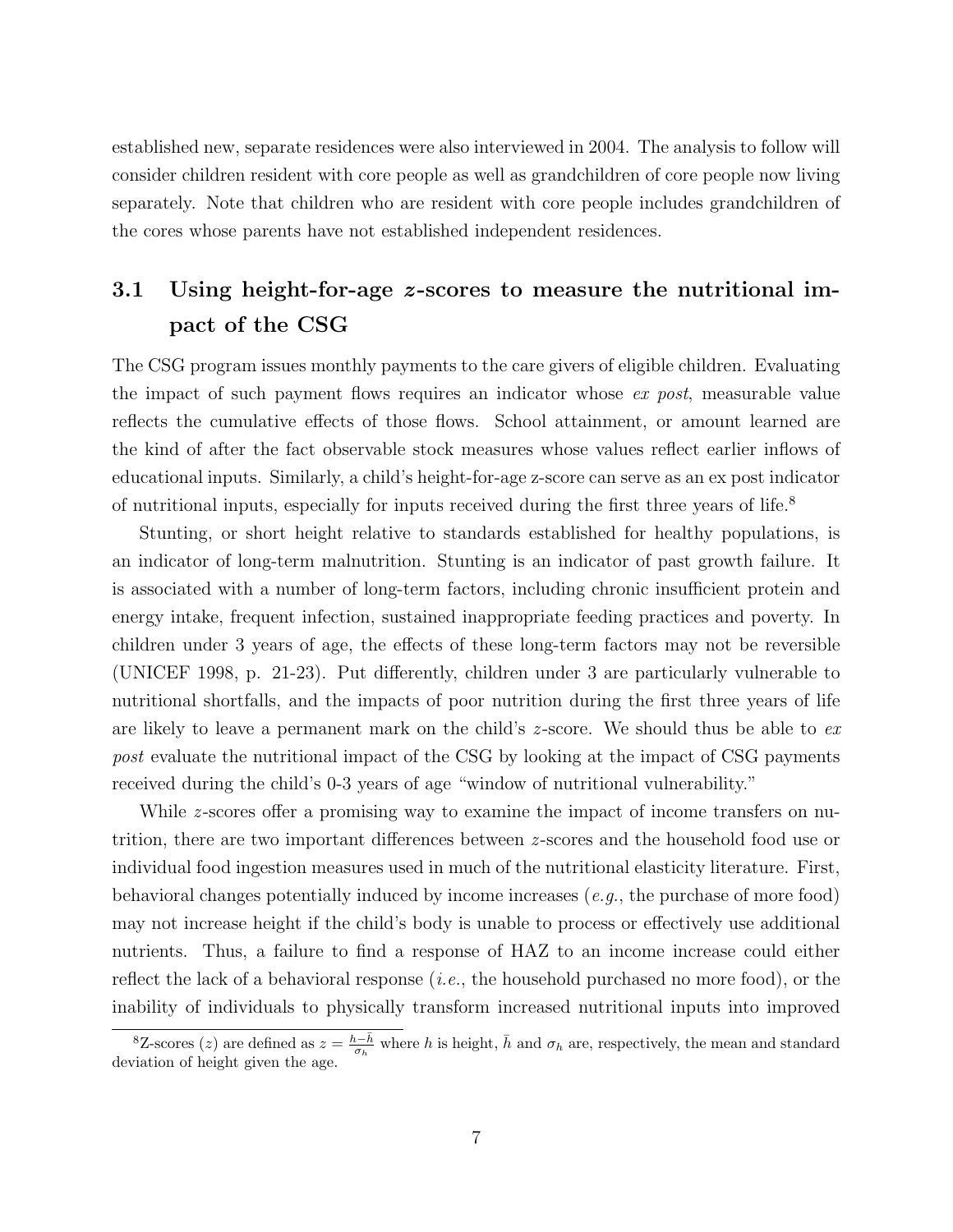established new, separate residences were also interviewed in 2004. The analysis to follow will consider children resident with core people as well as grandchildren of core people now living separately. Note that children who are resident with core people includes grandchildren of the cores whose parents have not established independent residences.

## 3.1 Using height-for-age $z$-scores to measure the nutritional impact of the CSG

The CSG program issues monthly payments to the care givers of eligible children. Evaluating the impact of such payment flows requires an indicator whose *ex post*, measurable value reflects the cumulative effects of those flows. School attainment, or amount learned are the kind of after the fact observable stock measures whose values reflect earlier inflows of educational inputs. Similarly, a child's height-for-age z-score can serve as an ex post indicator of nutritional inputs, especially for inputs received during the first three years of life.[8]

Stunting, or short height relative to standards established for healthy populations, is an indicator of long-term malnutrition. Stunting is an indicator of past growth failure. It is associated with a number of long-term factors, including chronic insufficient protein and energy intake, frequent infection, sustained inappropriate feeding practices and poverty. In children under 3 years of age, the effects of these long-term factors may not be reversible (UNICEF 1998, p. 21-23). Put differently, children under 3 are particularly vulnerable to nutritional shortfalls, and the impacts of poor nutrition during the first three years of life are likely to leave a permanent mark on the child's $z$-score. We should thus be able to *ex post* evaluate the nutritional impact of the CSG by looking at the impact of CSG payments received during the child's 0-3 years of age "window of nutritional vulnerability."

While $z$-scores offer a promising way to examine the impact of income transfers on nutrition, there are two important differences between $z$-scores and the household food use or individual food ingestion measures used in much of the nutritional elasticity literature. First, behavioral changes potentially induced by income increases (*e.g.*, the purchase of more food) may not increase height if the child's body is unable to process or effectively use additional nutrients. Thus, a failure to find a response of HAZ to an income increase could either reflect the lack of a behavioral response (*i.e.*, the household purchased no more food), or the inability of individuals to physically transform increased nutritional inputs into improved

[8] Z-scores ($z$) are defined as $z = \frac{h-\bar{h}}{\sigma_h}$ where $h$ is height, $\bar{h}$ and $\sigma_h$ are, respectively, the mean and standard deviation of height given the age.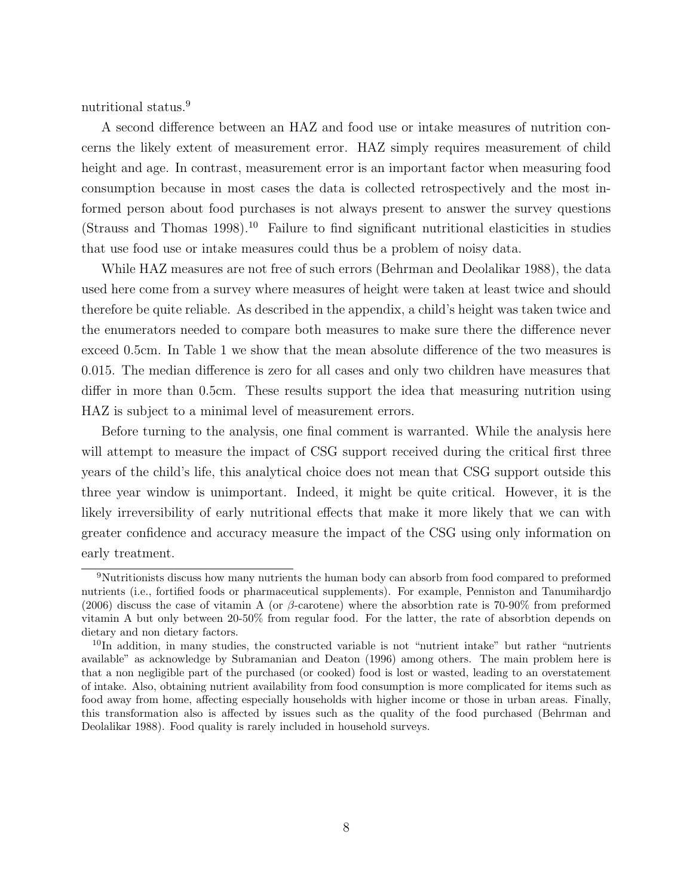nutritional status.[9]

A second difference between an HAZ and food use or intake measures of nutrition concerns the likely extent of measurement error. HAZ simply requires measurement of child height and age. In contrast, measurement error is an important factor when measuring food consumption because in most cases the data is collected retrospectively and the most informed person about food purchases is not always present to answer the survey questions (Strauss and Thomas 1998).[10] Failure to find significant nutritional elasticities in studies that use food use or intake measures could thus be a problem of noisy data.

While HAZ measures are not free of such errors (Behrman and Deolalikar 1988), the data used here come from a survey where measures of height were taken at least twice and should therefore be quite reliable. As described in the appendix, a child's height was taken twice and the enumerators needed to compare both measures to make sure there the difference never exceed 0.5cm. In Table 1 we show that the mean absolute difference of the two measures is 0.015. The median difference is zero for all cases and only two children have measures that differ in more than 0.5cm. These results support the idea that measuring nutrition using HAZ is subject to a minimal level of measurement errors.

Before turning to the analysis, one final comment is warranted. While the analysis here will attempt to measure the impact of CSG support received during the critical first three years of the child's life, this analytical choice does not mean that CSG support outside this three year window is unimportant. Indeed, it might be quite critical. However, it is the likely irreversibility of early nutritional effects that make it more likely that we can with greater confidence and accuracy measure the impact of the CSG using only information on early treatment.

---

[9] Nutritionists discuss how many nutrients the human body can absorb from food compared to preformed nutrients (i.e., fortified foods or pharmaceutical supplements). For example, Penniston and Tanumihardjo (2006) discuss the case of vitamin A (or $\beta$-carotene) where the absorbtion rate is 70-90% from preformed vitamin A but only between 20-50% from regular food. For the latter, the rate of absorbtion depends on dietary and non dietary factors.

[10] In addition, in many studies, the constructed variable is not "nutrient intake" but rather "nutrients available" as acknowledge by Subramanian and Deaton (1996) among others. The main problem here is that a non negligible part of the purchased (or cooked) food is lost or wasted, leading to an overstatement of intake. Also, obtaining nutrient availability from food consumption is more complicated for items such as food away from home, affecting especially households with higher income or those in urban areas. Finally, this transformation also is affected by issues such as the quality of the food purchased (Behrman and Deolalikar 1988). Food quality is rarely included in household surveys.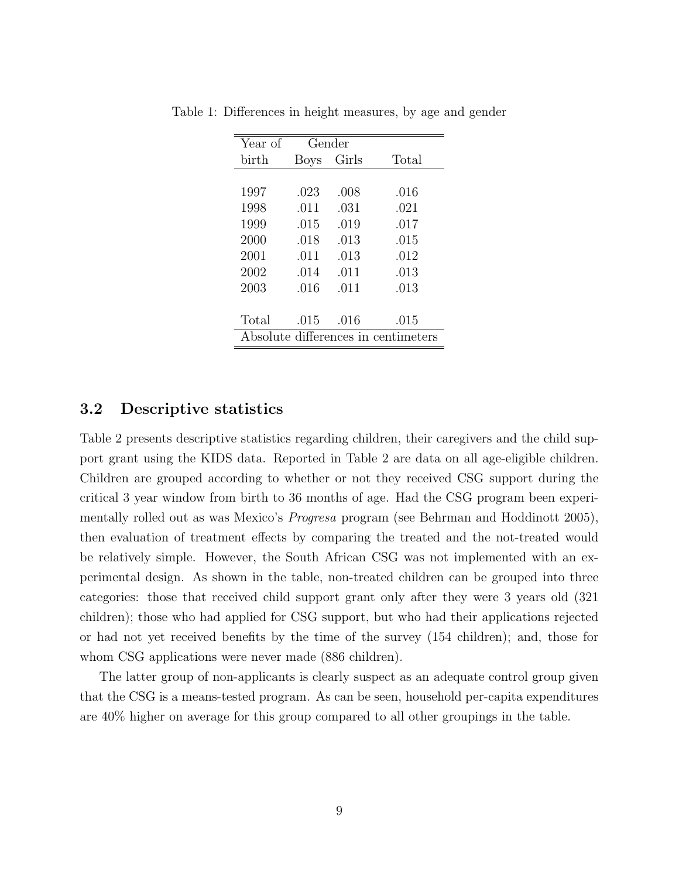Table 1: Differences in height measures, by age and gender

| Year of birth | Gender | | Total |
|---|---|---|---|
| | Boys | Girls | |
| 1997 | .023 | .008 | .016 |
| 1998 | .011 | .031 | .021 |
| 1999 | .015 | .019 | .017 |
| 2000 | .018 | .013 | .015 |
| 2001 | .011 | .013 | .012 |
| 2002 | .014 | .011 | .013 |
| 2003 | .016 | .011 | .013 |
| Total | .015 | .016 | .015 |

Absolute differences in centimeters

## 3.2 Descriptive statistics

Table 2 presents descriptive statistics regarding children, their caregivers and the child support grant using the KIDS data. Reported in Table 2 are data on all age-eligible children. Children are grouped according to whether or not they received CSG support during the critical 3 year window from birth to 36 months of age. Had the CSG program been experimentally rolled out as was Mexico's *Progresa* program (see Behrman and Hoddinott 2005), then evaluation of treatment effects by comparing the treated and the not-treated would be relatively simple. However, the South African CSG was not implemented with an experimental design. As shown in the table, non-treated children can be grouped into three categories: those that received child support grant only after they were 3 years old (321 children); those who had applied for CSG support, but who had their applications rejected or had not yet received benefits by the time of the survey (154 children); and, those for whom CSG applications were never made (886 children).

The latter group of non-applicants is clearly suspect as an adequate control group given that the CSG is a means-tested program. As can be seen, household per-capita expenditures are 40% higher on average for this group compared to all other groupings in the table.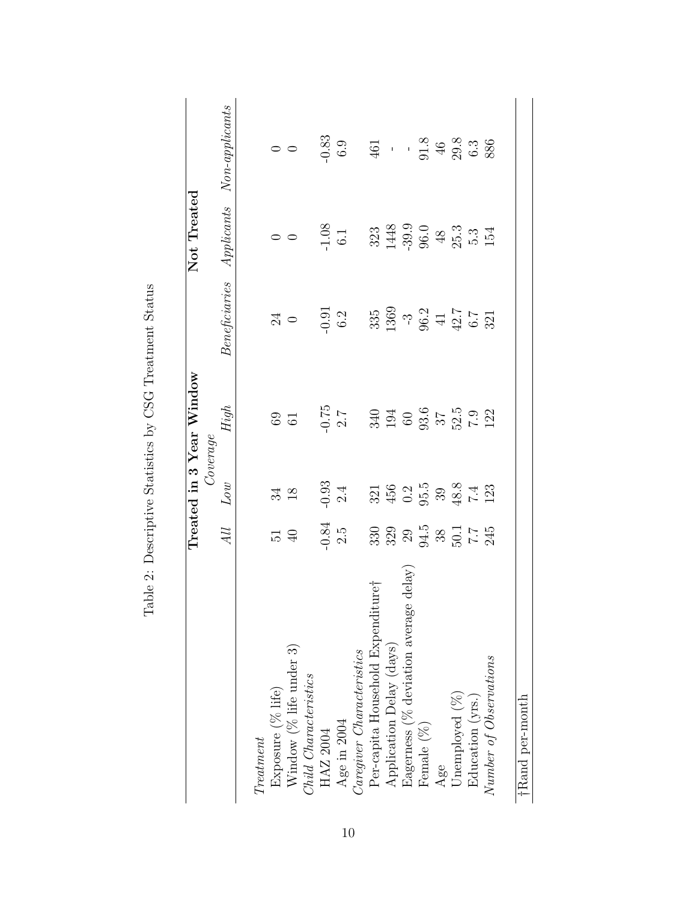Table 2: Descriptive Statistics by CSG Treatment Status

| | Treated in 3 Year Window | | | Not Treated | | |
|---|---|---|---|---|---|---|
| | | *Coverage* | | | | |
| | *All* | *Low* | *High* | *Beneficiaries* | *Applicants* | *Non-applicants* |
| *Treatment* | | | | | | |
| Exposure (% life) | 51 | 34 | 69 | 24 | 0 | 0 |
| Window (% life under 3) | 40 | 18 | 61 | 0 | 0 | 0 |
| *Child Characteristics* | | | | | | |
| HAZ 2004 | -0.84 | -0.93 | -0.75 | -0.91 | -1.08 | -0.83 |
| Age in 2004 | 2.5 | 2.4 | 2.7 | 6.2 | 6.1 | 6.9 |
| *Caregiver Characteristics* | | | | | | |
| Per-capita Household Expenditure† | 330 | 321 | 340 | 335 | 323 | 461 |
| Application Delay (days) | 329 | 456 | 194 | 1369 | 1448 | - |
| Eagerness (% deviation average delay) | 29 | 0.2 | 60 | -3 | -39.9 | - |
| Female (%) | 94.5 | 95.5 | 93.6 | 96.2 | 96.0 | 91.8 |
| Age | 38 | 39 | 37 | 41 | 48 | 46 |
| Unemployed (%) | 50.1 | 48.8 | 52.5 | 42.7 | 25.3 | 29.8 |
| Education (yrs.) | 7.7 | 7.4 | 7.9 | 6.7 | 5.3 | 6.3 |
| *Number of Observations* | 245 | 123 | 122 | 321 | 154 | 886 |

†Rand per-month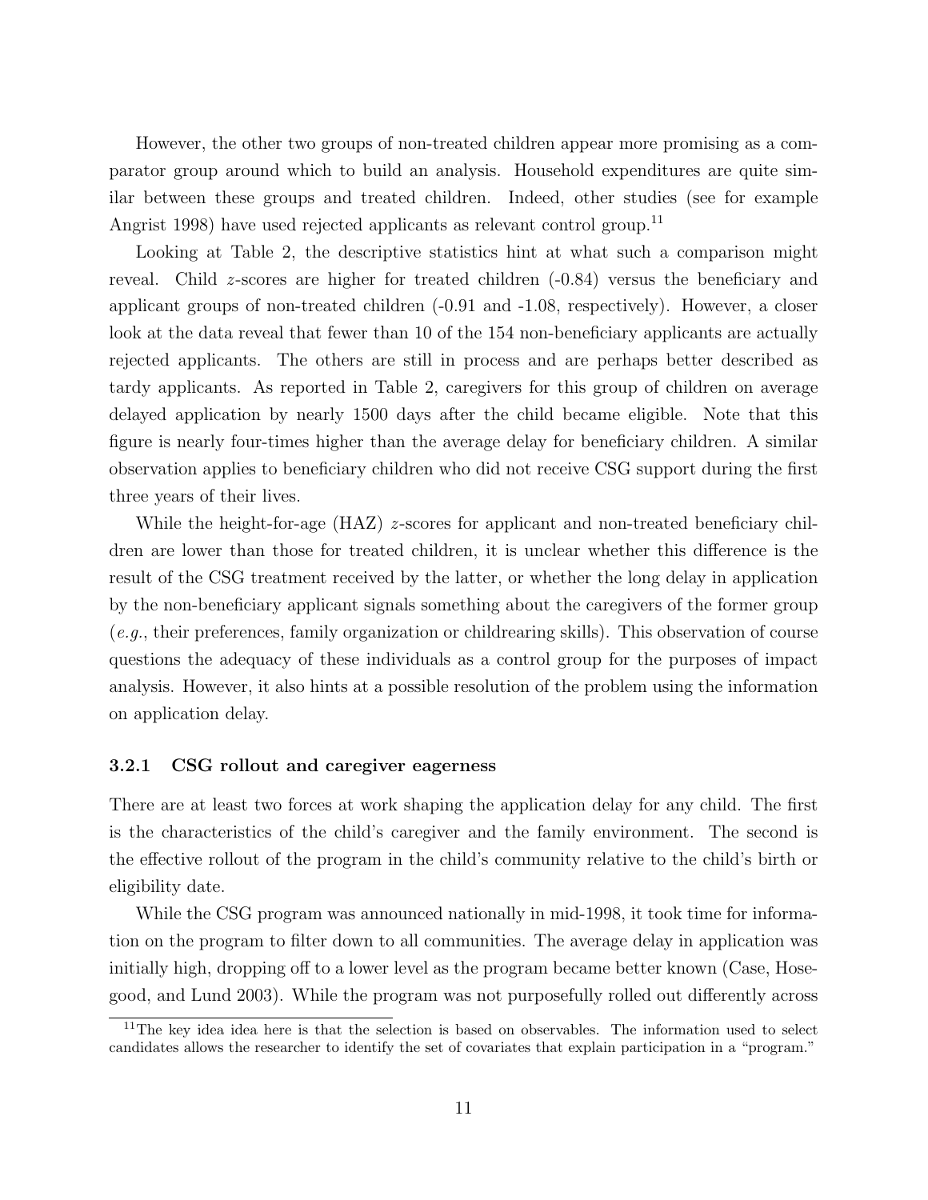However, the other two groups of non-treated children appear more promising as a comparator group around which to build an analysis. Household expenditures are quite similar between these groups and treated children. Indeed, other studies (see for example Angrist 1998) have used rejected applicants as relevant control group.[11]

Looking at Table 2, the descriptive statistics hint at what such a comparison might reveal. Child $z$-scores are higher for treated children (-0.84) versus the beneficiary and applicant groups of non-treated children (-0.91 and -1.08, respectively). However, a closer look at the data reveal that fewer than 10 of the 154 non-beneficiary applicants are actually rejected applicants. The others are still in process and are perhaps better described as tardy applicants. As reported in Table 2, caregivers for this group of children on average delayed application by nearly 1500 days after the child became eligible. Note that this figure is nearly four-times higher than the average delay for beneficiary children. A similar observation applies to beneficiary children who did not receive CSG support during the first three years of their lives.

While the height-for-age (HAZ) $z$-scores for applicant and non-treated beneficiary children are lower than those for treated children, it is unclear whether this difference is the result of the CSG treatment received by the latter, or whether the long delay in application by the non-beneficiary applicant signals something about the caregivers of the former group (*e.g.*, their preferences, family organization or childrearing skills). This observation of course questions the adequacy of these individuals as a control group for the purposes of impact analysis. However, it also hints at a possible resolution of the problem using the information on application delay.

### 3.2.1 CSG rollout and caregiver eagerness

There are at least two forces at work shaping the application delay for any child. The first is the characteristics of the child's caregiver and the family environment. The second is the effective rollout of the program in the child's community relative to the child's birth or eligibility date.

While the CSG program was announced nationally in mid-1998, it took time for information on the program to filter down to all communities. The average delay in application was initially high, dropping off to a lower level as the program became better known (Case, Hosegood, and Lund 2003). While the program was not purposefully rolled out differently across

[11] The key idea idea here is that the selection is based on observables. The information used to select candidates allows the researcher to identify the set of covariates that explain participation in a "program."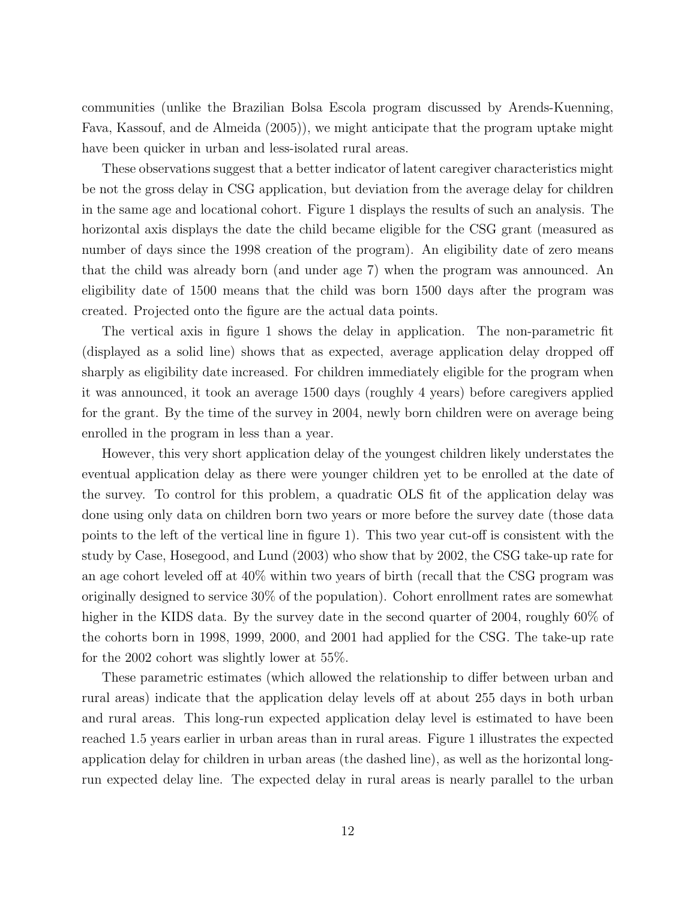communities (unlike the Brazilian Bolsa Escola program discussed by Arends-Kuenning, Fava, Kassouf, and de Almeida (2005)), we might anticipate that the program uptake might have been quicker in urban and less-isolated rural areas.

These observations suggest that a better indicator of latent caregiver characteristics might be not the gross delay in CSG application, but deviation from the average delay for children in the same age and locational cohort. Figure 1 displays the results of such an analysis. The horizontal axis displays the date the child became eligible for the CSG grant (measured as number of days since the 1998 creation of the program). An eligibility date of zero means that the child was already born (and under age 7) when the program was announced. An eligibility date of 1500 means that the child was born 1500 days after the program was created. Projected onto the figure are the actual data points.

The vertical axis in figure 1 shows the delay in application. The non-parametric fit (displayed as a solid line) shows that as expected, average application delay dropped off sharply as eligibility date increased. For children immediately eligible for the program when it was announced, it took an average 1500 days (roughly 4 years) before caregivers applied for the grant. By the time of the survey in 2004, newly born children were on average being enrolled in the program in less than a year.

However, this very short application delay of the youngest children likely understates the eventual application delay as there were younger children yet to be enrolled at the date of the survey. To control for this problem, a quadratic OLS fit of the application delay was done using only data on children born two years or more before the survey date (those data points to the left of the vertical line in figure 1). This two year cut-off is consistent with the study by Case, Hosegood, and Lund (2003) who show that by 2002, the CSG take-up rate for an age cohort leveled off at 40% within two years of birth (recall that the CSG program was originally designed to service 30% of the population). Cohort enrollment rates are somewhat higher in the KIDS data. By the survey date in the second quarter of 2004, roughly 60% of the cohorts born in 1998, 1999, 2000, and 2001 had applied for the CSG. The take-up rate for the 2002 cohort was slightly lower at 55%.

These parametric estimates (which allowed the relationship to differ between urban and rural areas) indicate that the application delay levels off at about 255 days in both urban and rural areas. This long-run expected application delay level is estimated to have been reached 1.5 years earlier in urban areas than in rural areas. Figure 1 illustrates the expected application delay for children in urban areas (the dashed line), as well as the horizontal long-run expected delay line. The expected delay in rural areas is nearly parallel to the urban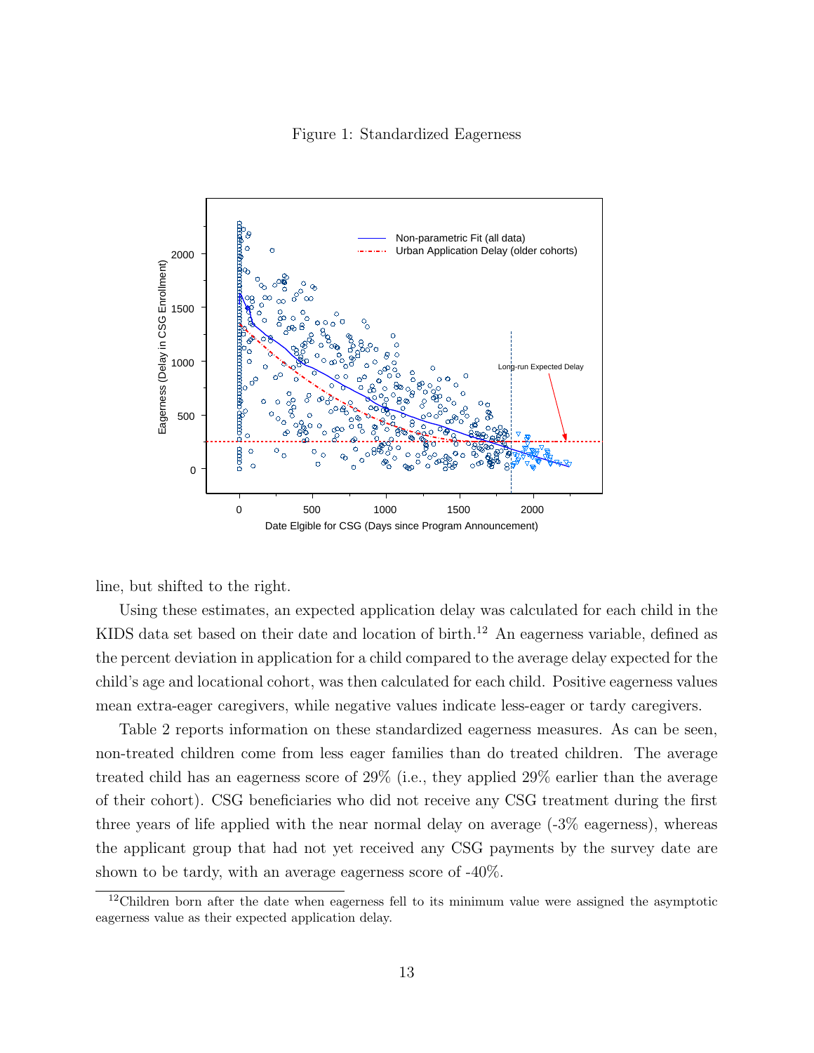Figure 1: Standardized Eagerness

Non-parametric Fit (all data)
Urban Application Delay (older cohorts)
Long-run Expected Delay
Eagerness (Delay in CSG Enrollment)
0
500
1000
1500
2000
Date Elgible for CSG (Days since Program Announcement)
0
500
1000
1500
2000

line, but shifted to the right.

Using these estimates, an expected application delay was calculated for each child in the KIDS data set based on their date and location of birth.[12] An eagerness variable, defined as the percent deviation in application for a child compared to the average delay expected for the child's age and locational cohort, was then calculated for each child. Positive eagerness values mean extra-eager caregivers, while negative values indicate less-eager or tardy caregivers.

Table 2 reports information on these standardized eagerness measures. As can be seen, non-treated children come from less eager families than do treated children. The average treated child has an eagerness score of 29% (i.e., they applied 29% earlier than the average of their cohort). CSG beneficiaries who did not receive any CSG treatment during the first three years of life applied with the near normal delay on average (-3% eagerness), whereas the applicant group that had not yet received any CSG payments by the survey date are shown to be tardy, with an average eagerness score of -40%.

[12] Children born after the date when eagerness fell to its minimum value were assigned the asymptotic eagerness value as their expected application delay.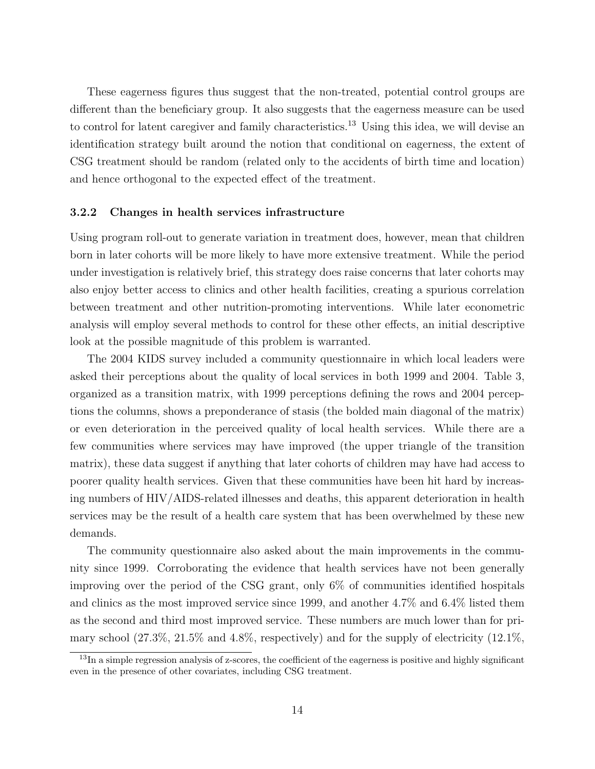These eagerness figures thus suggest that the non-treated, potential control groups are different than the beneficiary group. It also suggests that the eagerness measure can be used to control for latent caregiver and family characteristics.[13] Using this idea, we will devise an identification strategy built around the notion that conditional on eagerness, the extent of CSG treatment should be random (related only to the accidents of birth time and location) and hence orthogonal to the expected effect of the treatment.

### 3.2.2 Changes in health services infrastructure

Using program roll-out to generate variation in treatment does, however, mean that children born in later cohorts will be more likely to have more extensive treatment. While the period under investigation is relatively brief, this strategy does raise concerns that later cohorts may also enjoy better access to clinics and other health facilities, creating a spurious correlation between treatment and other nutrition-promoting interventions. While later econometric analysis will employ several methods to control for these other effects, an initial descriptive look at the possible magnitude of this problem is warranted.

The 2004 KIDS survey included a community questionnaire in which local leaders were asked their perceptions about the quality of local services in both 1999 and 2004. Table 3, organized as a transition matrix, with 1999 perceptions defining the rows and 2004 perceptions the columns, shows a preponderance of stasis (the bolded main diagonal of the matrix) or even deterioration in the perceived quality of local health services. While there are a few communities where services may have improved (the upper triangle of the transition matrix), these data suggest if anything that later cohorts of children may have had access to poorer quality health services. Given that these communities have been hit hard by increasing numbers of HIV/AIDS-related illnesses and deaths, this apparent deterioration in health services may be the result of a health care system that has been overwhelmed by these new demands.

The community questionnaire also asked about the main improvements in the community since 1999. Corroborating the evidence that health services have not been generally improving over the period of the CSG grant, only 6% of communities identified hospitals and clinics as the most improved service since 1999, and another 4.7% and 6.4% listed them as the second and third most improved service. These numbers are much lower than for primary school (27.3%, 21.5% and 4.8%, respectively) and for the supply of electricity (12.1%,

[13] In a simple regression analysis of z-scores, the coefficient of the eagerness is positive and highly significant even in the presence of other covariates, including CSG treatment.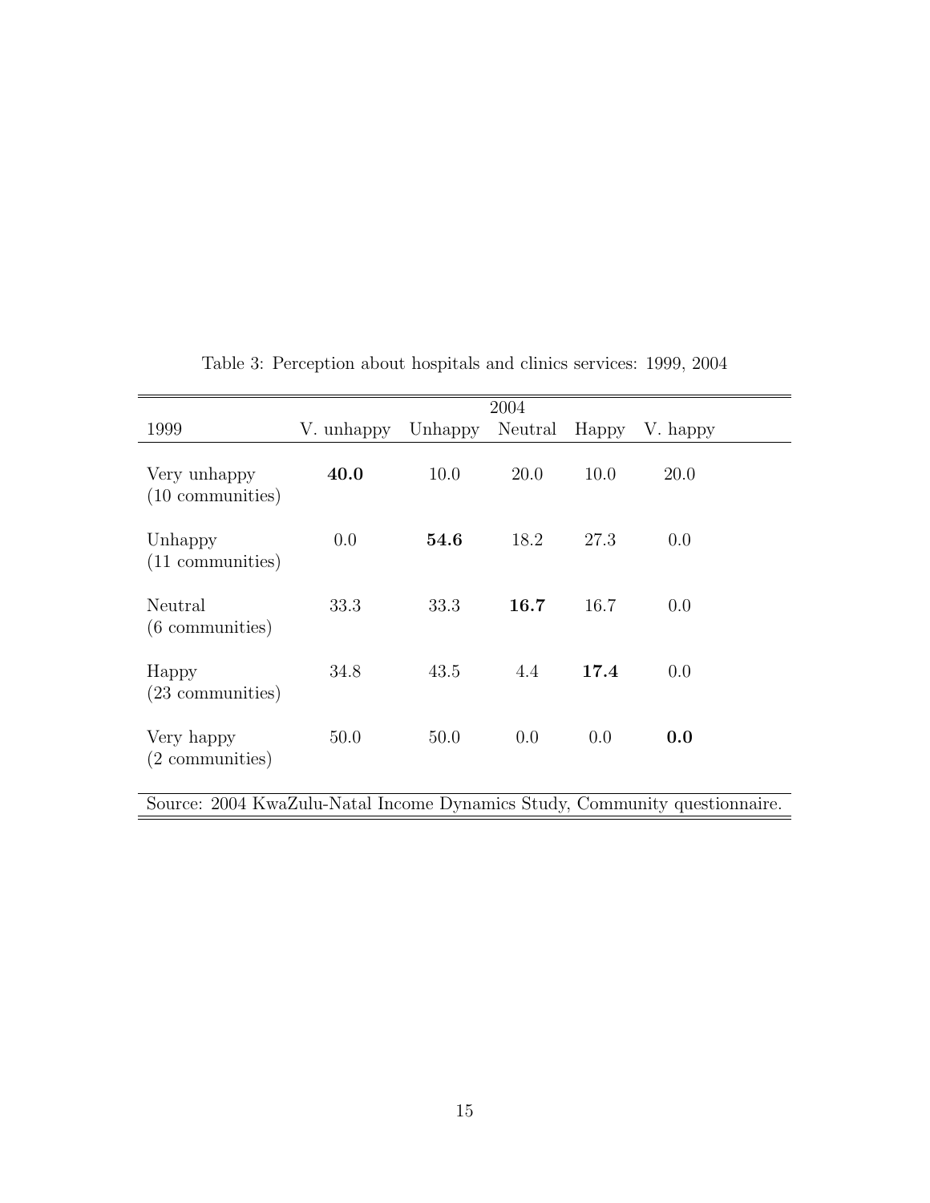Table 3: Perception about hospitals and clinics services: 1999, 2004

| | 2004 | | | | |
|---|---|---|---|---|---|
| 1999 | V. unhappy | Unhappy | Neutral | Happy | V. happy |
| Very unhappy (10 communities) | **40.0** | 10.0 | 20.0 | 10.0 | 20.0 |
| Unhappy (11 communities) | 0.0 | **54.6** | 18.2 | 27.3 | 0.0 |
| Neutral (6 communities) | 33.3 | 33.3 | **16.7** | 16.7 | 0.0 |
| Happy (23 communities) | 34.8 | 43.5 | 4.4 | **17.4** | 0.0 |
| Very happy (2 communities) | 50.0 | 50.0 | 0.0 | 0.0 | **0.0** |

Source: 2004 KwaZulu-Natal Income Dynamics Study, Community questionnaire.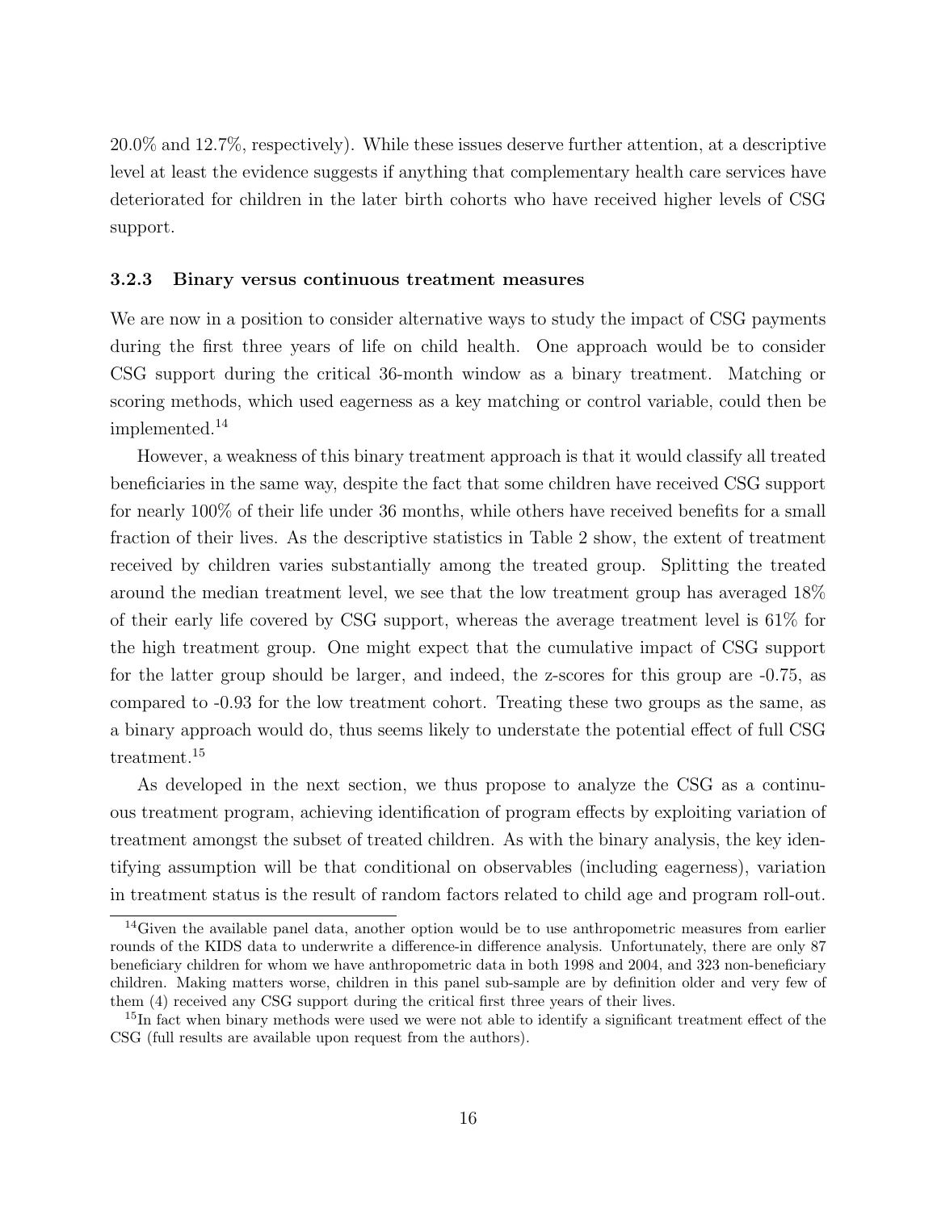20.0% and 12.7%, respectively). While these issues deserve further attention, at a descriptive level at least the evidence suggests if anything that complementary health care services have deteriorated for children in the later birth cohorts who have received higher levels of CSG support.

### 3.2.3 Binary versus continuous treatment measures

We are now in a position to consider alternative ways to study the impact of CSG payments during the first three years of life on child health. One approach would be to consider CSG support during the critical 36-month window as a binary treatment. Matching or scoring methods, which used eagerness as a key matching or control variable, could then be implemented.[14]

However, a weakness of this binary treatment approach is that it would classify all treated beneficiaries in the same way, despite the fact that some children have received CSG support for nearly 100% of their life under 36 months, while others have received benefits for a small fraction of their lives. As the descriptive statistics in Table 2 show, the extent of treatment received by children varies substantially among the treated group. Splitting the treated around the median treatment level, we see that the low treatment group has averaged 18% of their early life covered by CSG support, whereas the average treatment level is 61% for the high treatment group. One might expect that the cumulative impact of CSG support for the latter group should be larger, and indeed, the z-scores for this group are -0.75, as compared to -0.93 for the low treatment cohort. Treating these two groups as the same, as a binary approach would do, thus seems likely to understate the potential effect of full CSG treatment.[15]

As developed in the next section, we thus propose to analyze the CSG as a continuous treatment program, achieving identification of program effects by exploiting variation of treatment amongst the subset of treated children. As with the binary analysis, the key identifying assumption will be that conditional on observables (including eagerness), variation in treatment status is the result of random factors related to child age and program roll-out.

[14] Given the available panel data, another option would be to use anthropometric measures from earlier rounds of the KIDS data to underwrite a difference-in difference analysis. Unfortunately, there are only 87 beneficiary children for whom we have anthropometric data in both 1998 and 2004, and 323 non-beneficiary children. Making matters worse, children in this panel sub-sample are by definition older and very few of them (4) received any CSG support during the critical first three years of their lives.

[15] In fact when binary methods were used we were not able to identify a significant treatment effect of the CSG (full results are available upon request from the authors).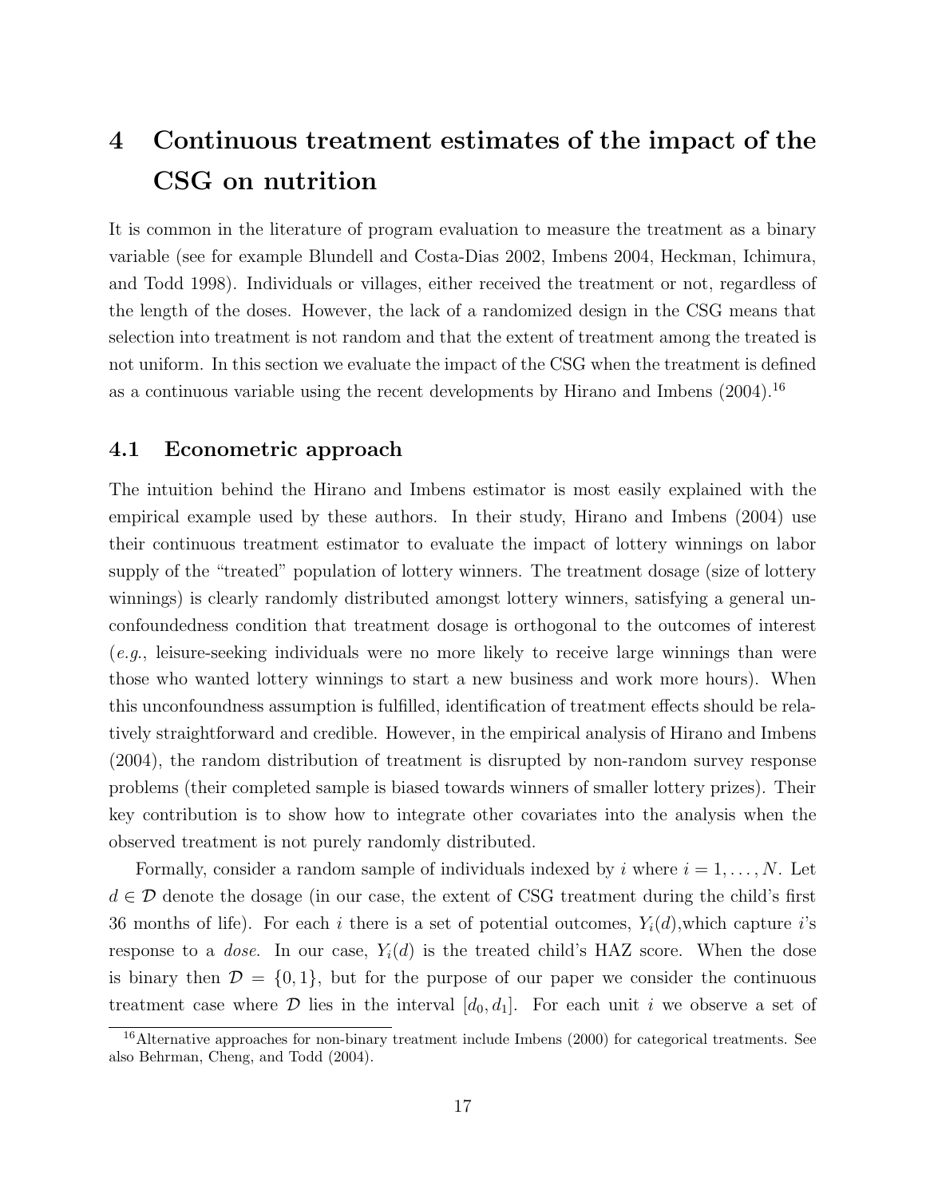# 4 Continuous treatment estimates of the impact of the CSG on nutrition

It is common in the literature of program evaluation to measure the treatment as a binary variable (see for example Blundell and Costa-Dias 2002, Imbens 2004, Heckman, Ichimura, and Todd 1998). Individuals or villages, either received the treatment or not, regardless of the length of the doses. However, the lack of a randomized design in the CSG means that selection into treatment is not random and that the extent of treatment among the treated is not uniform. In this section we evaluate the impact of the CSG when the treatment is defined as a continuous variable using the recent developments by Hirano and Imbens (2004).[16]

## 4.1 Econometric approach

The intuition behind the Hirano and Imbens estimator is most easily explained with the empirical example used by these authors. In their study, Hirano and Imbens (2004) use their continuous treatment estimator to evaluate the impact of lottery winnings on labor supply of the "treated" population of lottery winners. The treatment dosage (size of lottery winnings) is clearly randomly distributed amongst lottery winners, satisfying a general unconfoundedness condition that treatment dosage is orthogonal to the outcomes of interest (*e.g.*, leisure-seeking individuals were no more likely to receive large winnings than were those who wanted lottery winnings to start a new business and work more hours). When this unconfoundness assumption is fulfilled, identification of treatment effects should be relatively straightforward and credible. However, in the empirical analysis of Hirano and Imbens (2004), the random distribution of treatment is disrupted by non-random survey response problems (their completed sample is biased towards winners of smaller lottery prizes). Their key contribution is to show how to integrate other covariates into the analysis when the observed treatment is not purely randomly distributed.

Formally, consider a random sample of individuals indexed by $i$ where $i = 1, \dots, N$. Let $d \in \mathcal{D}$ denote the dosage (in our case, the extent of CSG treatment during the child's first 36 months of life). For each $i$ there is a set of potential outcomes, $Y_i(d)$,which capture $i$'s response to a *dose*. In our case, $Y_i(d)$ is the treated child's HAZ score. When the dose is binary then $\mathcal{D} = \{0, 1\}$, but for the purpose of our paper we consider the continuous treatment case where $\mathcal{D}$ lies in the interval $[d_0, d_1]$. For each unit $i$ we observe a set of

[16] Alternative approaches for non-binary treatment include Imbens (2000) for categorical treatments. See also Behrman, Cheng, and Todd (2004).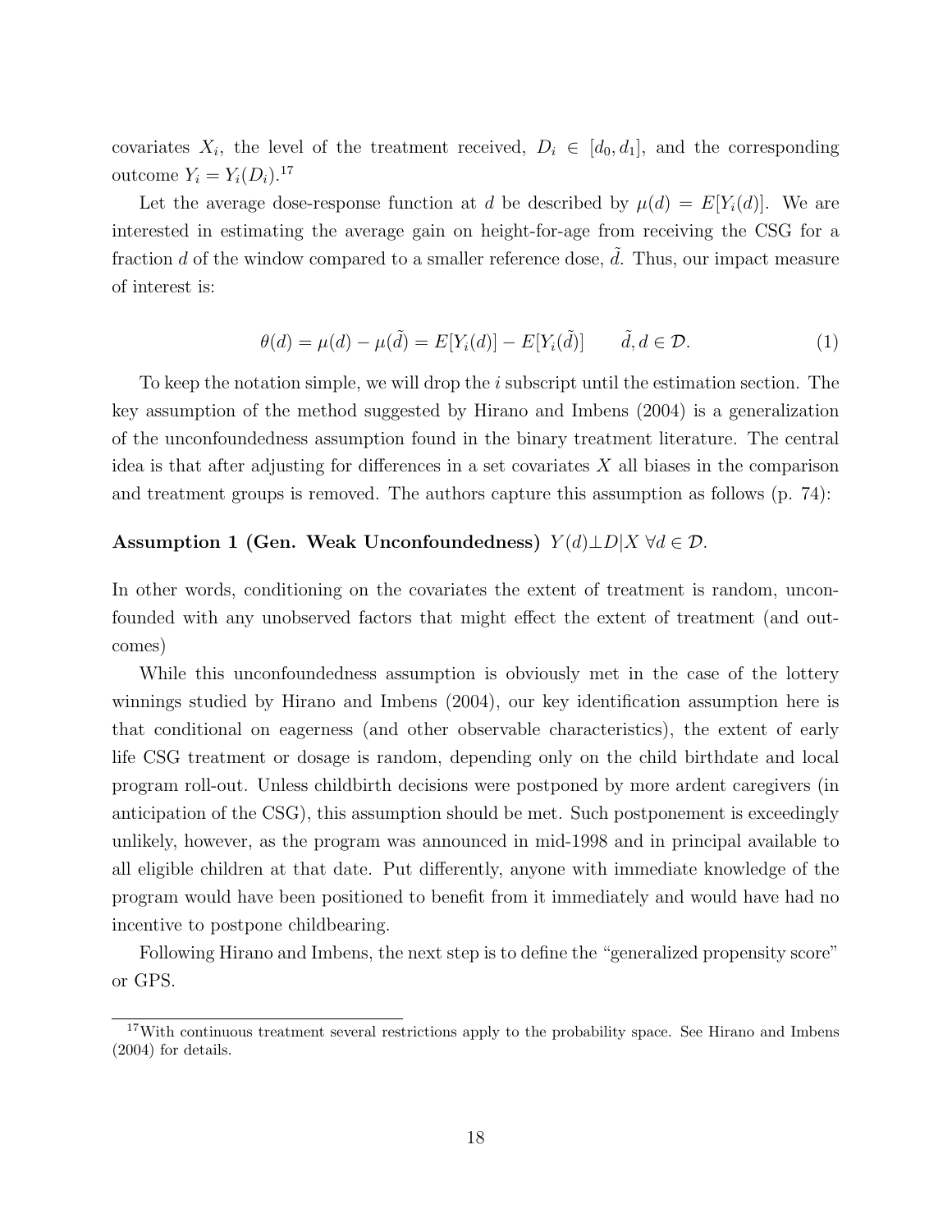covariates $X_i$, the level of the treatment received, $D_i \in [d_0, d_1]$, and the corresponding outcome $Y_i = Y_i(D_i)$.[17]

Let the average dose-response function at $d$ be described by $\mu(d) = E[Y_i(d)]$. We are interested in estimating the average gain on height-for-age from receiving the CSG for a fraction $d$ of the window compared to a smaller reference dose, $\tilde{d}$. Thus, our impact measure of interest is:

$$\theta(d) = \mu(d) - \mu(\tilde{d}) = E[Y_i(d)] - E[Y_i(\tilde{d})] \qquad \tilde{d}, d \in \mathcal{D}. \tag{1}$$

To keep the notation simple, we will drop the $i$ subscript until the estimation section. The key assumption of the method suggested by Hirano and Imbens (2004) is a generalization of the unconfoundedness assumption found in the binary treatment literature. The central idea is that after adjusting for differences in a set covariates $X$ all biases in the comparison and treatment groups is removed. The authors capture this assumption as follows (p. 74):

**Assumption 1 (Gen. Weak Unconfoundedness)** $Y(d) \perp D | X \; \forall d \in \mathcal{D}$.

In other words, conditioning on the covariates the extent of treatment is random, unconfounded with any unobserved factors that might effect the extent of treatment (and outcomes)

While this unconfoundedness assumption is obviously met in the case of the lottery winnings studied by Hirano and Imbens (2004), our key identification assumption here is that conditional on eagerness (and other observable characteristics), the extent of early life CSG treatment or dosage is random, depending only on the child birthdate and local program roll-out. Unless childbirth decisions were postponed by more ardent caregivers (in anticipation of the CSG), this assumption should be met. Such postponement is exceedingly unlikely, however, as the program was announced in mid-1998 and in principal available to all eligible children at that date. Put differently, anyone with immediate knowledge of the program would have been positioned to benefit from it immediately and would have had no incentive to postpone childbearing.

Following Hirano and Imbens, the next step is to define the "generalized propensity score" or GPS.

[17] With continuous treatment several restrictions apply to the probability space. See Hirano and Imbens (2004) for details.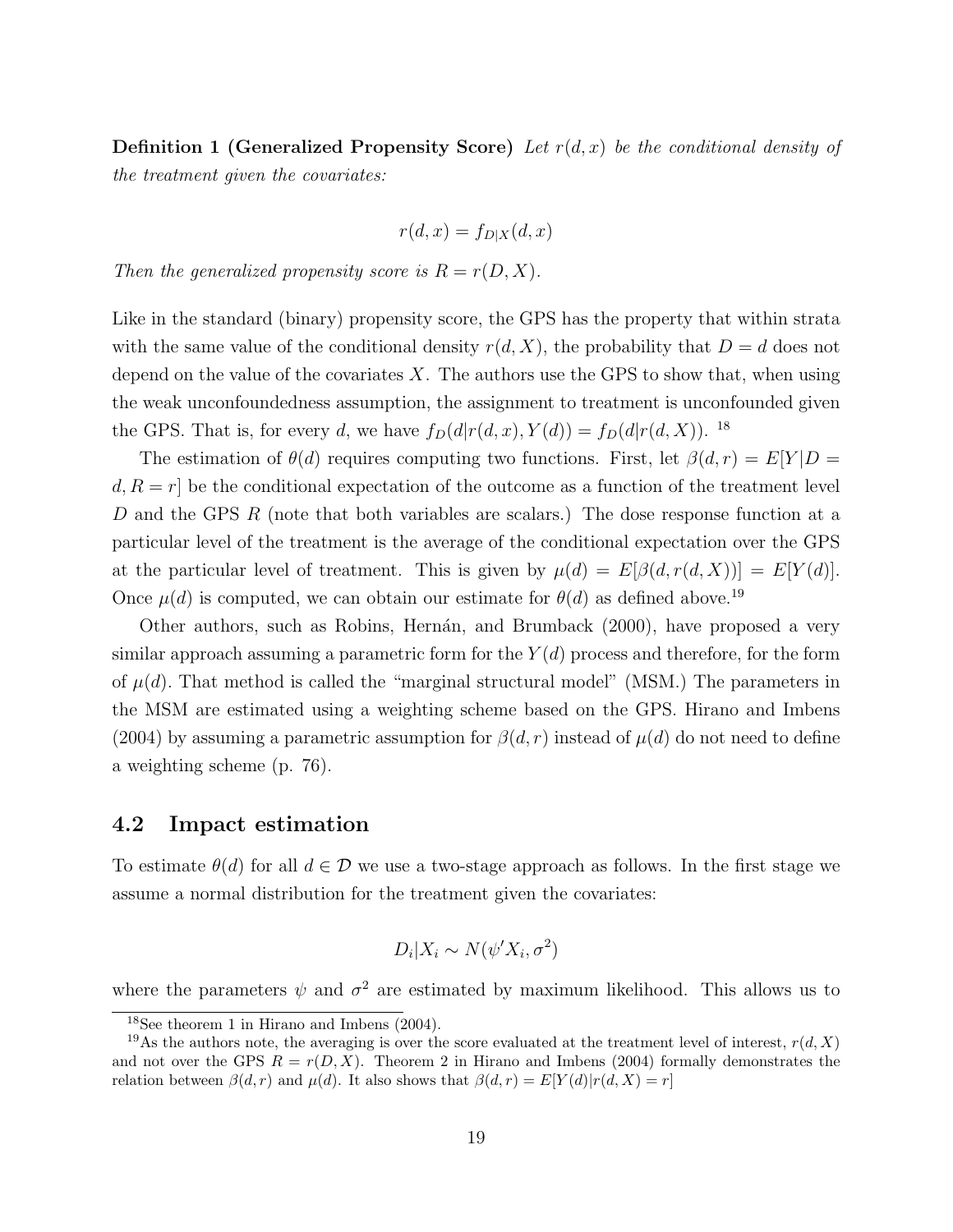**Definition 1 (Generalized Propensity Score)** *Let $r(d, x)$ be the conditional density of the treatment given the covariates:*

$$r(d, x) = f_{D|X}(d, x)$$

*Then the generalized propensity score is $R = r(D, X)$.*

Like in the standard (binary) propensity score, the GPS has the property that within strata with the same value of the conditional density $r(d, X)$, the probability that $D = d$ does not depend on the value of the covariates $X$. The authors use the GPS to show that, when using the weak unconfoundedness assumption, the assignment to treatment is unconfounded given the GPS. That is, for every $d$, we have $f_D(d|r(d, x), Y(d)) = f_D(d|r(d, X))$. [18]

The estimation of $\theta(d)$ requires computing two functions. First, let $\beta(d, r) = E[Y|D = d, R = r]$ be the conditional expectation of the outcome as a function of the treatment level $D$ and the GPS $R$ (note that both variables are scalars.) The dose response function at a particular level of the treatment is the average of the conditional expectation over the GPS at the particular level of treatment. This is given by $\mu(d) = E[\beta(d, r(d, X))] = E[Y(d)]$. Once $\mu(d)$ is computed, we can obtain our estimate for $\theta(d)$ as defined above.[19]

Other authors, such as Robins, Hernán, and Brumback (2000), have proposed a very similar approach assuming a parametric form for the $Y(d)$ process and therefore, for the form of $\mu(d)$. That method is called the "marginal structural model" (MSM.) The parameters in the MSM are estimated using a weighting scheme based on the GPS. Hirano and Imbens (2004) by assuming a parametric assumption for $\beta(d, r)$ instead of $\mu(d)$ do not need to define a weighting scheme (p. 76).

## 4.2 Impact estimation

To estimate $\theta(d)$ for all $d \in \mathcal{D}$ we use a two-stage approach as follows. In the first stage we assume a normal distribution for the treatment given the covariates:

$$D_i | X_i \sim N(\psi' X_i, \sigma^2)$$

where the parameters $\psi$ and $\sigma^2$ are estimated by maximum likelihood. This allows us to

[18] See theorem 1 in Hirano and Imbens (2004).

[19] As the authors note, the averaging is over the score evaluated at the treatment level of interest, $r(d, X)$ and not over the GPS $R = r(D, X)$. Theorem 2 in Hirano and Imbens (2004) formally demonstrates the relation between $\beta(d, r)$ and $\mu(d)$. It also shows that $\beta(d, r) = E[Y(d)|r(d, X) = r]$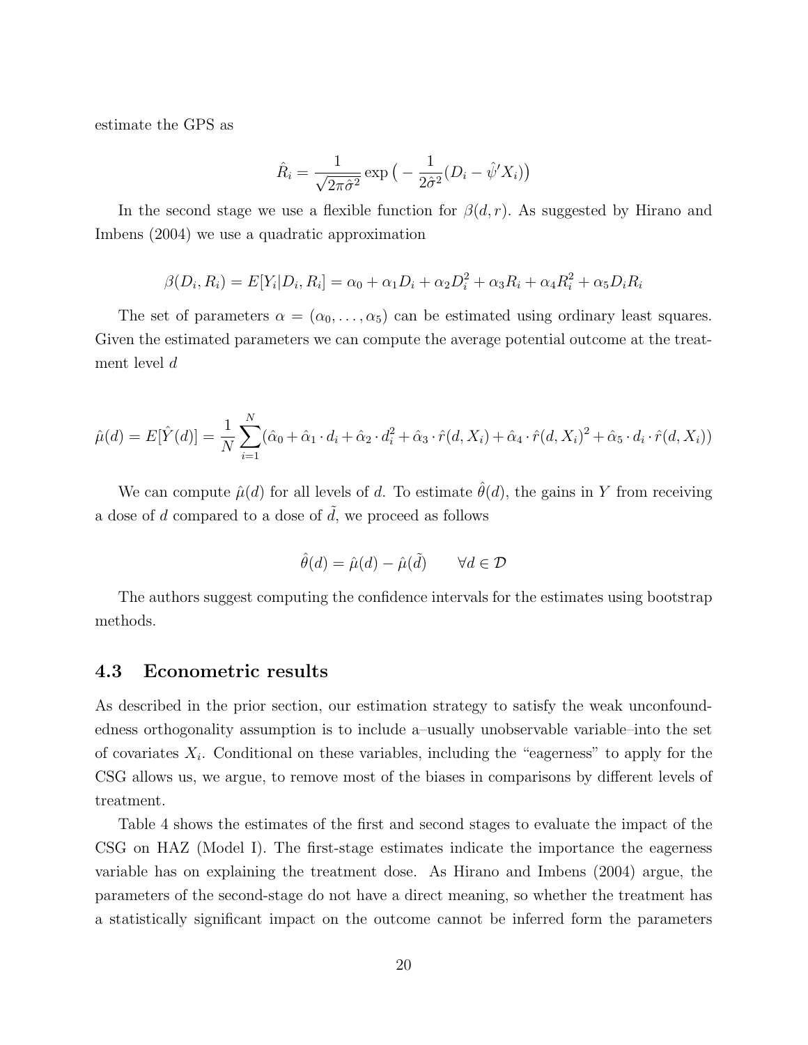estimate the GPS as

$$\hat{R}_i = \frac{1}{\sqrt{2\pi\hat{\sigma}^2}} \exp\big(-\frac{1}{2\hat{\sigma}^2}(D_i - \hat{\psi}' X_i)\big)$$

In the second stage we use a flexible function for $\beta(d, r)$. As suggested by Hirano and Imbens (2004) we use a quadratic approximation

$$\beta(D_i, R_i) = E[Y_i|D_i, R_i] = \alpha_0 + \alpha_1 D_i + \alpha_2 D_i^2 + \alpha_3 R_i + \alpha_4 R_i^2 + \alpha_5 D_i R_i$$

The set of parameters $\alpha = (\alpha_0, \ldots, \alpha_5)$ can be estimated using ordinary least squares. Given the estimated parameters we can compute the average potential outcome at the treatment level $d$

$$\hat{\mu}(d) = E[\hat{Y}(d)] = \frac{1}{N}\sum_{i=1}^{N}(\hat{\alpha}_0 + \hat{\alpha}_1 \cdot d_i + \hat{\alpha}_2 \cdot d_i^2 + \hat{\alpha}_3 \cdot \hat{r}(d, X_i) + \hat{\alpha}_4 \cdot \hat{r}(d, X_i)^2 + \hat{\alpha}_5 \cdot d_i \cdot \hat{r}(d, X_i))$$

We can compute $\hat{\mu}(d)$ for all levels of $d$. To estimate $\hat{\theta}(d)$, the gains in $Y$ from receiving a dose of $d$ compared to a dose of $\tilde{d}$, we proceed as follows

$$\hat{\theta}(d) = \hat{\mu}(d) - \hat{\mu}(\tilde{d}) \qquad \forall d \in \mathcal{D}$$

The authors suggest computing the confidence intervals for the estimates using bootstrap methods.

### 4.3 Econometric results

As described in the prior section, our estimation strategy to satisfy the weak unconfoundedness orthogonality assumption is to include a–usually unobservable variable–into the set of covariates $X_i$. Conditional on these variables, including the "eagerness" to apply for the CSG allows us, we argue, to remove most of the biases in comparisons by different levels of treatment.

Table 4 shows the estimates of the first and second stages to evaluate the impact of the CSG on HAZ (Model I). The first-stage estimates indicate the importance the eagerness variable has on explaining the treatment dose. As Hirano and Imbens (2004) argue, the parameters of the second-stage do not have a direct meaning, so whether the treatment has a statistically significant impact on the outcome cannot be inferred form the parameters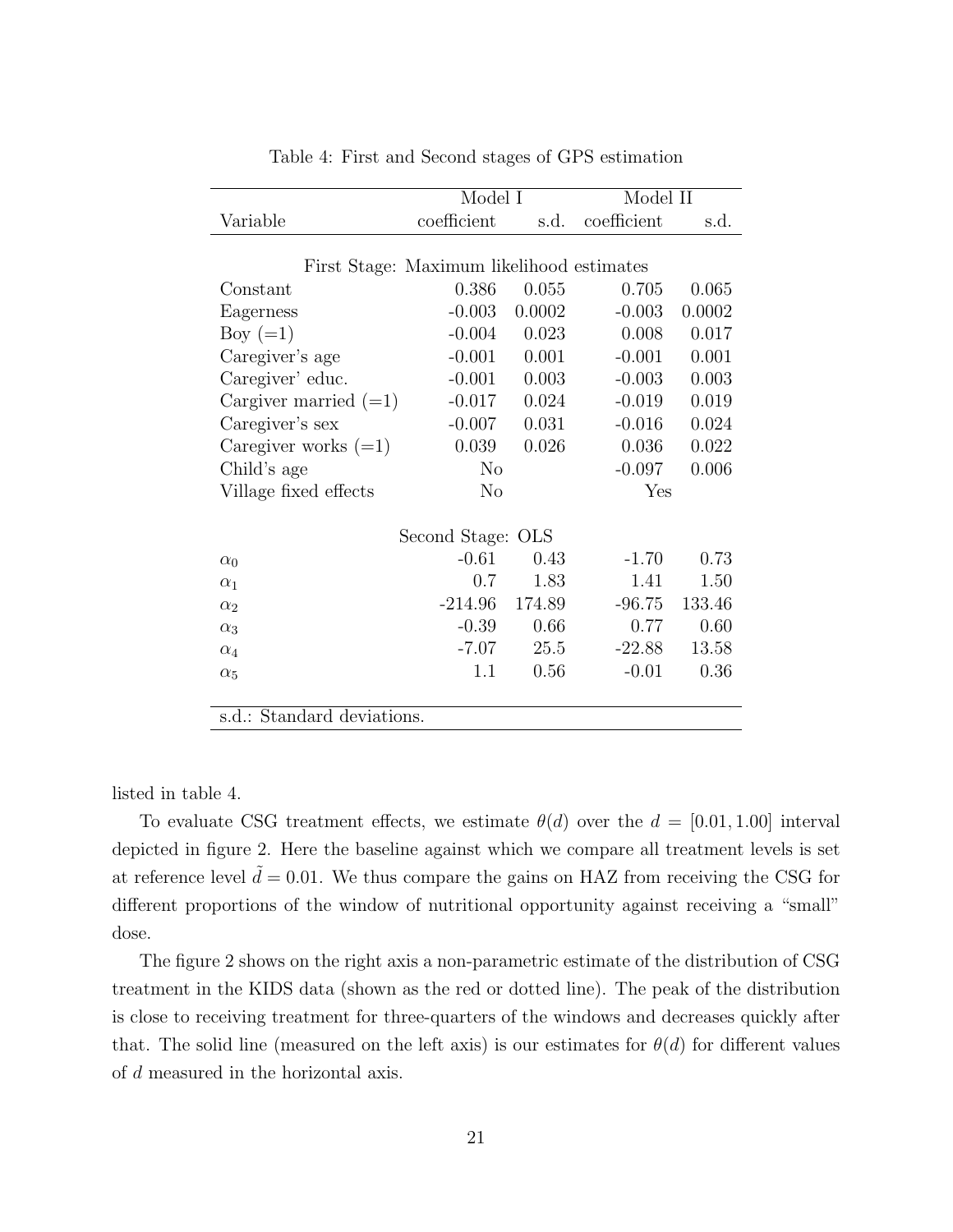Table 4: First and Second stages of GPS estimation

| | Model I | | Model II | |
|---|---|---|---|---|
| Variable | coefficient | s.d. | coefficient | s.d. |
| | First Stage: Maximum likelihood estimates | | | |
| Constant | 0.386 | 0.055 | 0.705 | 0.065 |
| Eagerness | -0.003 | 0.0002 | -0.003 | 0.0002 |
| Boy (=1) | -0.004 | 0.023 | 0.008 | 0.017 |
| Caregiver's age | -0.001 | 0.001 | -0.001 | 0.001 |
| Caregiver' educ. | -0.001 | 0.003 | -0.003 | 0.003 |
| Cargiver married (=1) | -0.017 | 0.024 | -0.019 | 0.019 |
| Caregiver's sex | -0.007 | 0.031 | -0.016 | 0.024 |
| Caregiver works (=1) | 0.039 | 0.026 | 0.036 | 0.022 |
| Child's age | No | | -0.097 | 0.006 |
| Village fixed effects | No | | Yes | |
| | Second Stage: OLS | | | |
| $\alpha_0$ | -0.61 | 0.43 | -1.70 | 0.73 |
| $\alpha_1$ | 0.7 | 1.83 | 1.41 | 1.50 |
| $\alpha_2$ | -214.96 | 174.89 | -96.75 | 133.46 |
| $\alpha_3$ | -0.39 | 0.66 | 0.77 | 0.60 |
| $\alpha_4$ | -7.07 | 25.5 | -22.88 | 13.58 |
| $\alpha_5$ | 1.1 | 0.56 | -0.01 | 0.36 |

s.d.: Standard deviations.

listed in table 4.

To evaluate CSG treatment effects, we estimate $\theta(d)$ over the $d = [0.01, 1.00]$ interval depicted in figure 2. Here the baseline against which we compare all treatment levels is set at reference level $\tilde{d} = 0.01$. We thus compare the gains on HAZ from receiving the CSG for different proportions of the window of nutritional opportunity against receiving a "small" dose.

The figure 2 shows on the right axis a non-parametric estimate of the distribution of CSG treatment in the KIDS data (shown as the red or dotted line). The peak of the distribution is close to receiving treatment for three-quarters of the windows and decreases quickly after that. The solid line (measured on the left axis) is our estimates for $\theta(d)$ for different values of $d$ measured in the horizontal axis.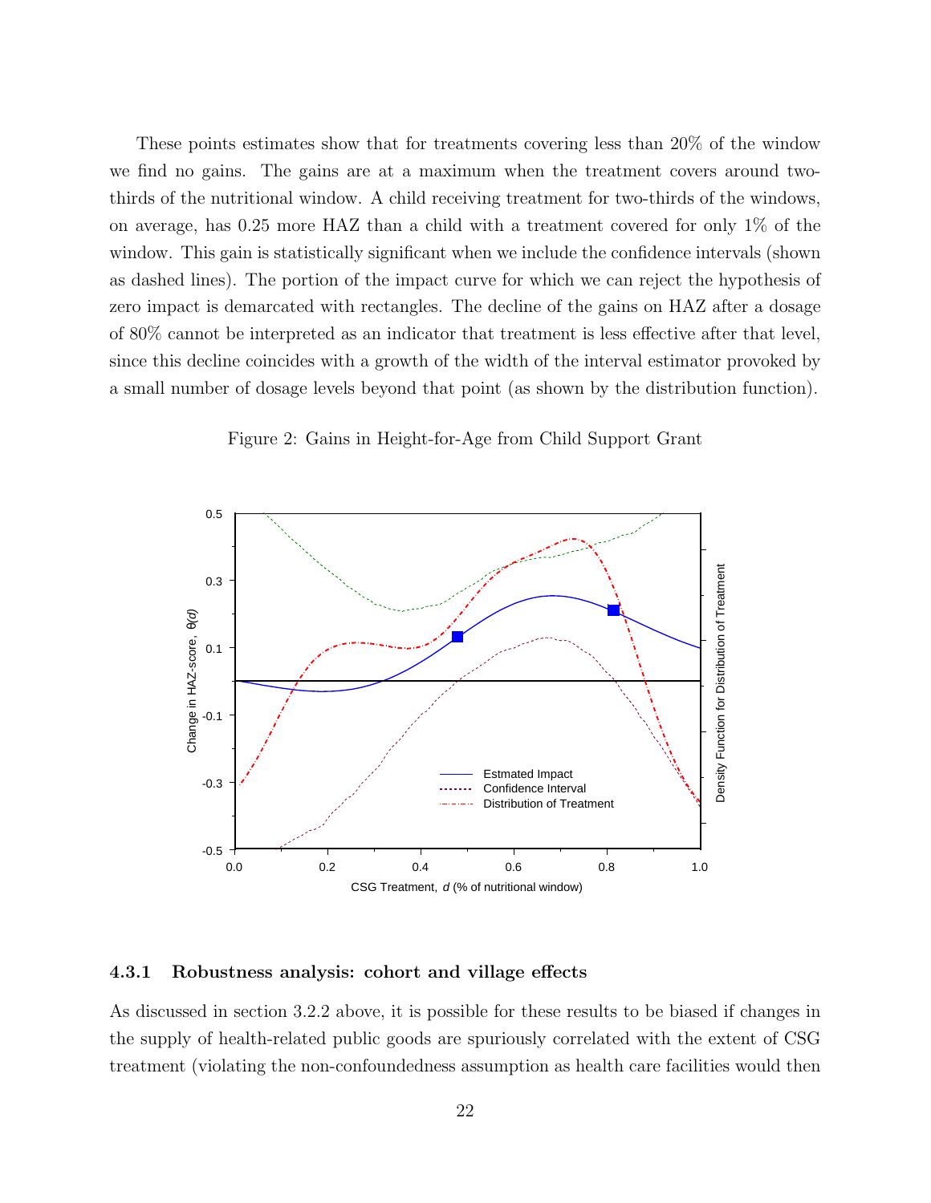These points estimates show that for treatments covering less than 20% of the window we find no gains. The gains are at a maximum when the treatment covers around two-thirds of the nutritional window. A child receiving treatment for two-thirds of the windows, on average, has 0.25 more HAZ than a child with a treatment covered for only 1% of the window. This gain is statistically significant when we include the confidence intervals (shown as dashed lines). The portion of the impact curve for which we can reject the hypothesis of zero impact is demarcated with rectangles. The decline of the gains on HAZ after a dosage of 80% cannot be interpreted as an indicator that treatment is less effective after that level, since this decline coincides with a growth of the width of the interval estimator provoked by a small number of dosage levels beyond that point (as shown by the distribution function).

Figure 2: Gains in Height-for-Age from Child Support Grant

Change in HAZ-score, θ(d)

0.5
0.3
0.1
-0.1
-0.3
-0.5

Density Function for Distribution of Treatment

Estmated Impact
Confidence Interval
Distribution of Treatment

0.0 0.2 0.4 0.6 0.8 1.0

CSG Treatment, d (% of nutritional window)

### 4.3.1 Robustness analysis: cohort and village effects

As discussed in section 3.2.2 above, it is possible for these results to be biased if changes in the supply of health-related public goods are spuriously correlated with the extent of CSG treatment (violating the non-confoundedness assumption as health care facilities would then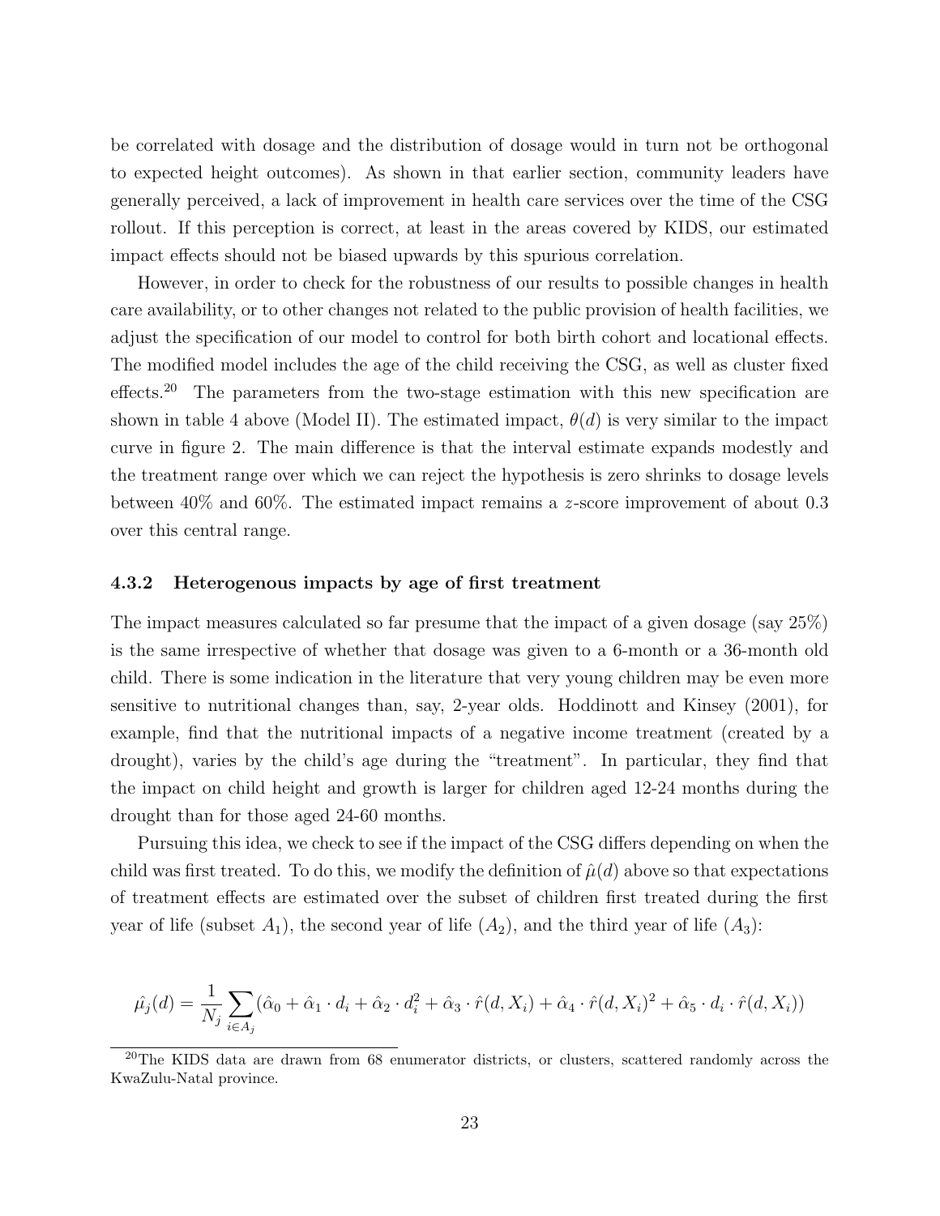be correlated with dosage and the distribution of dosage would in turn not be orthogonal to expected height outcomes). As shown in that earlier section, community leaders have generally perceived, a lack of improvement in health care services over the time of the CSG rollout. If this perception is correct, at least in the areas covered by KIDS, our estimated impact effects should not be biased upwards by this spurious correlation.

However, in order to check for the robustness of our results to possible changes in health care availability, or to other changes not related to the public provision of health facilities, we adjust the specification of our model to control for both birth cohort and locational effects. The modified model includes the age of the child receiving the CSG, as well as cluster fixed effects.[20] The parameters from the two-stage estimation with this new specification are shown in table 4 above (Model II). The estimated impact, $\theta(d)$ is very similar to the impact curve in figure 2. The main difference is that the interval estimate expands modestly and the treatment range over which we can reject the hypothesis is zero shrinks to dosage levels between 40% and 60%. The estimated impact remains a $z$-score improvement of about 0.3 over this central range.

### 4.3.2 Heterogenous impacts by age of first treatment

The impact measures calculated so far presume that the impact of a given dosage (say 25%) is the same irrespective of whether that dosage was given to a 6-month or a 36-month old child. There is some indication in the literature that very young children may be even more sensitive to nutritional changes than, say, 2-year olds. Hoddinott and Kinsey (2001), for example, find that the nutritional impacts of a negative income treatment (created by a drought), varies by the child's age during the "treatment". In particular, they find that the impact on child height and growth is larger for children aged 12-24 months during the drought than for those aged 24-60 months.

Pursuing this idea, we check to see if the impact of the CSG differs depending on when the child was first treated. To do this, we modify the definition of $\hat{\mu}(d)$ above so that expectations of treatment effects are estimated over the subset of children first treated during the first year of life (subset $A_1$), the second year of life ($A_2$), and the third year of life ($A_3$):

$$\hat{\mu_j}(d) = \frac{1}{N_j} \sum_{i \in A_j} (\hat{\alpha}_0 + \hat{\alpha}_1 \cdot d_i + \hat{\alpha}_2 \cdot d_i^2 + \hat{\alpha}_3 \cdot \hat{r}(d, X_i) + \hat{\alpha}_4 \cdot \hat{r}(d, X_i)^2 + \hat{\alpha}_5 \cdot d_i \cdot \hat{r}(d, X_i))$$

[20] The KIDS data are drawn from 68 enumerator districts, or clusters, scattered randomly across the KwaZulu-Natal province.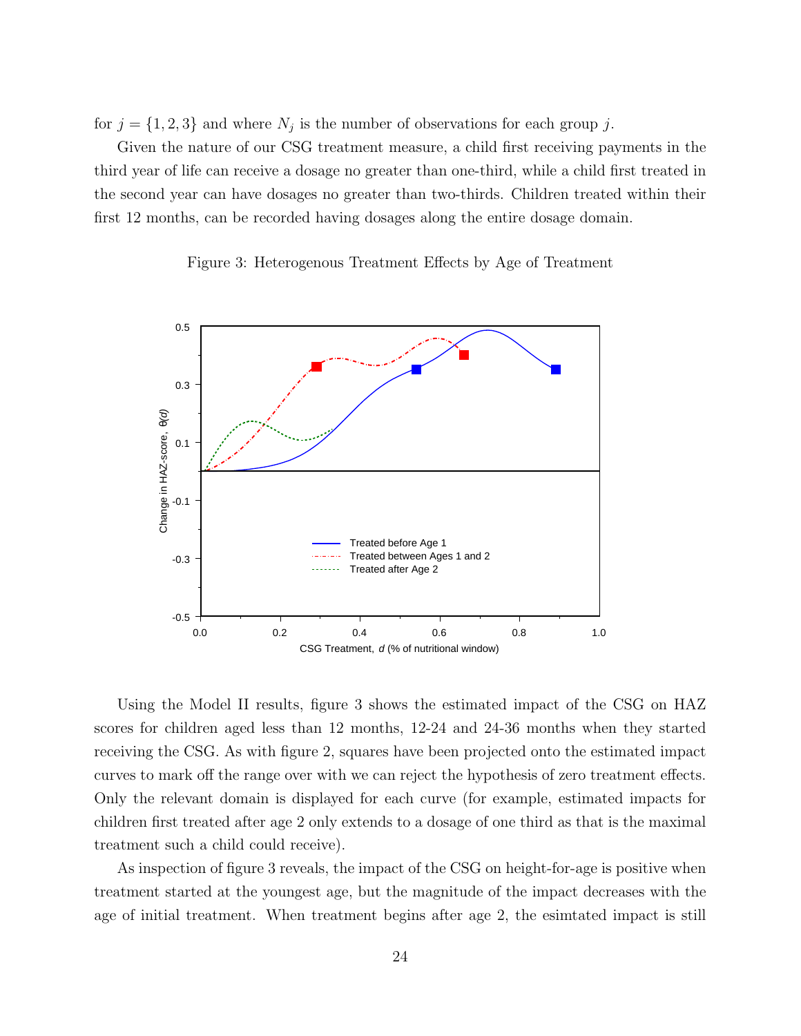for $j = \{1, 2, 3\}$ and where $N_j$ is the number of observations for each group $j$.

Given the nature of our CSG treatment measure, a child first receiving payments in the third year of life can receive a dosage no greater than one-third, while a child first treated in the second year can have dosages no greater than two-thirds. Children treated within their first 12 months, can be recorded having dosages along the entire dosage domain.

Figure 3: Heterogenous Treatment Effects by Age of Treatment

Using the Model II results, figure 3 shows the estimated impact of the CSG on HAZ scores for children aged less than 12 months, 12-24 and 24-36 months when they started receiving the CSG. As with figure 2, squares have been projected onto the estimated impact curves to mark off the range over with we can reject the hypothesis of zero treatment effects. Only the relevant domain is displayed for each curve (for example, estimated impacts for children first treated after age 2 only extends to a dosage of one third as that is the maximal treatment such a child could receive).

As inspection of figure 3 reveals, the impact of the CSG on height-for-age is positive when treatment started at the youngest age, but the magnitude of the impact decreases with the age of initial treatment. When treatment begins after age 2, the esimtated impact is still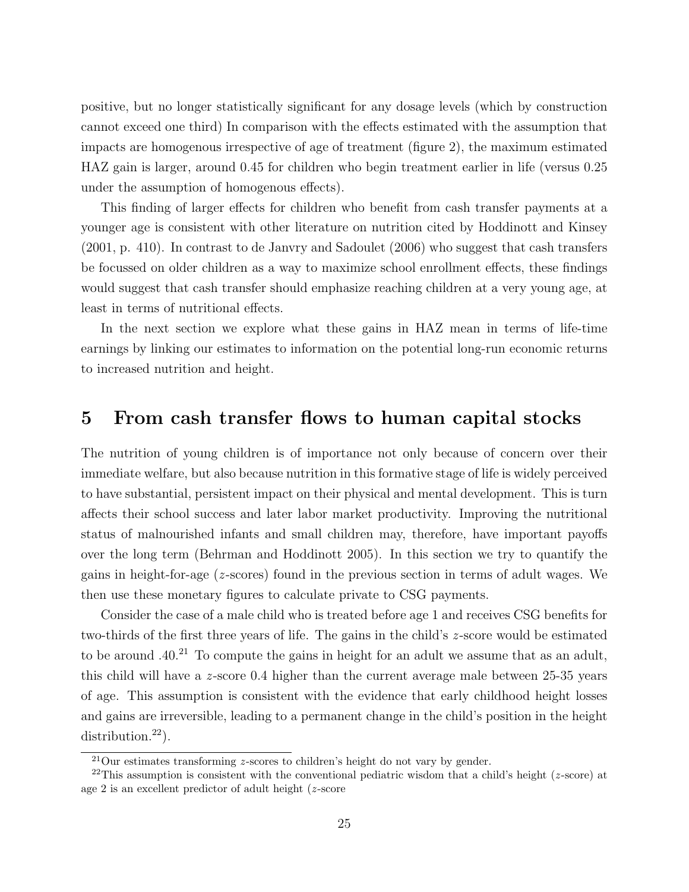positive, but no longer statistically significant for any dosage levels (which by construction cannot exceed one third) In comparison with the effects estimated with the assumption that impacts are homogenous irrespective of age of treatment (figure 2), the maximum estimated HAZ gain is larger, around 0.45 for children who begin treatment earlier in life (versus 0.25 under the assumption of homogenous effects).

This finding of larger effects for children who benefit from cash transfer payments at a younger age is consistent with other literature on nutrition cited by Hoddinott and Kinsey (2001, p. 410). In contrast to de Janvry and Sadoulet (2006) who suggest that cash transfers be focussed on older children as a way to maximize school enrollment effects, these findings would suggest that cash transfer should emphasize reaching children at a very young age, at least in terms of nutritional effects.

In the next section we explore what these gains in HAZ mean in terms of life-time earnings by linking our estimates to information on the potential long-run economic returns to increased nutrition and height.

# 5 From cash transfer flows to human capital stocks

The nutrition of young children is of importance not only because of concern over their immediate welfare, but also because nutrition in this formative stage of life is widely perceived to have substantial, persistent impact on their physical and mental development. This is turn affects their school success and later labor market productivity. Improving the nutritional status of malnourished infants and small children may, therefore, have important payoffs over the long term (Behrman and Hoddinott 2005). In this section we try to quantify the gains in height-for-age ($z$-scores) found in the previous section in terms of adult wages. We then use these monetary figures to calculate private to CSG payments.

Consider the case of a male child who is treated before age 1 and receives CSG benefits for two-thirds of the first three years of life. The gains in the child's $z$-score would be estimated to be around .40.[21] To compute the gains in height for an adult we assume that as an adult, this child will have a $z$-score 0.4 higher than the current average male between 25-35 years of age. This assumption is consistent with the evidence that early childhood height losses and gains are irreversible, leading to a permanent change in the child's position in the height distribution.[22]).

[21]Our estimates transforming $z$-scores to children's height do not vary by gender.

[22]This assumption is consistent with the conventional pediatric wisdom that a child's height ($z$-score) at age 2 is an excellent predictor of adult height ($z$-score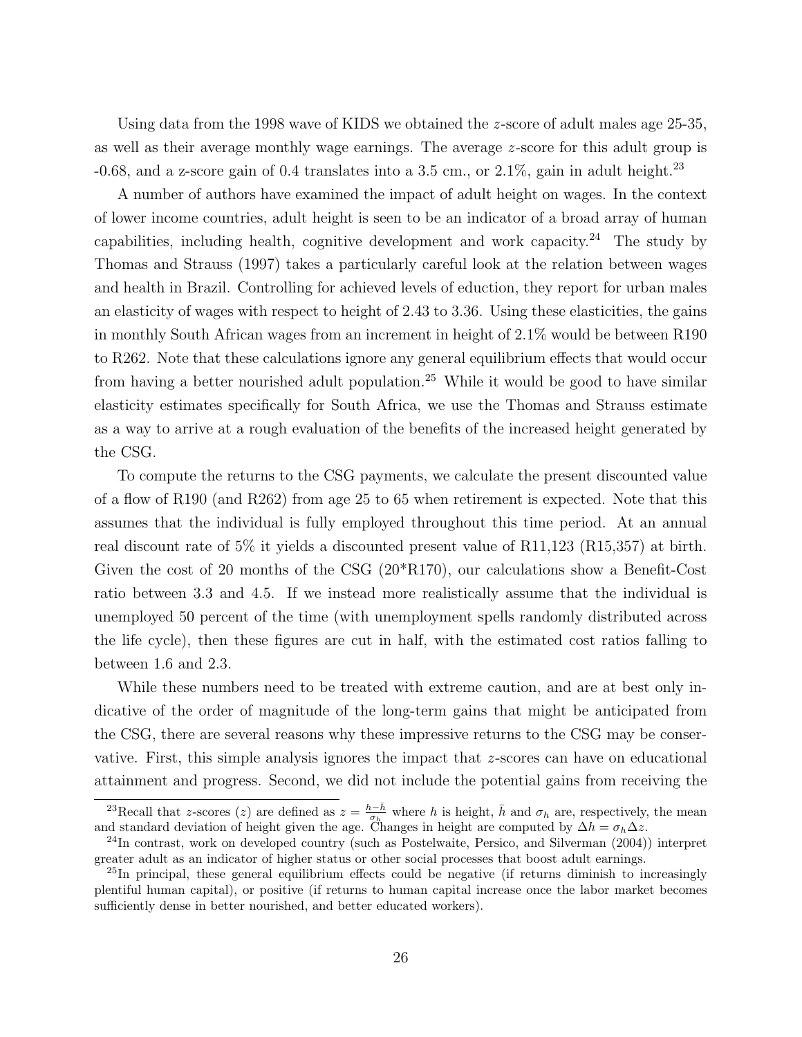Using data from the 1998 wave of KIDS we obtained the $z$-score of adult males age 25-35, as well as their average monthly wage earnings. The average $z$-score for this adult group is -0.68, and a z-score gain of 0.4 translates into a 3.5 cm., or 2.1%, gain in adult height.[23]

A number of authors have examined the impact of adult height on wages. In the context of lower income countries, adult height is seen to be an indicator of a broad array of human capabilities, including health, cognitive development and work capacity.[24] The study by Thomas and Strauss (1997) takes a particularly careful look at the relation between wages and health in Brazil. Controlling for achieved levels of eduction, they report for urban males an elasticity of wages with respect to height of 2.43 to 3.36. Using these elasticities, the gains in monthly South African wages from an increment in height of 2.1% would be between R190 to R262. Note that these calculations ignore any general equilibrium effects that would occur from having a better nourished adult population.[25] While it would be good to have similar elasticity estimates specifically for South Africa, we use the Thomas and Strauss estimate as a way to arrive at a rough evaluation of the benefits of the increased height generated by the CSG.

To compute the returns to the CSG payments, we calculate the present discounted value of a flow of R190 (and R262) from age 25 to 65 when retirement is expected. Note that this assumes that the individual is fully employed throughout this time period. At an annual real discount rate of 5% it yields a discounted present value of R11,123 (R15,357) at birth. Given the cost of 20 months of the CSG (20*R170), our calculations show a Benefit-Cost ratio between 3.3 and 4.5. If we instead more realistically assume that the individual is unemployed 50 percent of the time (with unemployment spells randomly distributed across the life cycle), then these figures are cut in half, with the estimated cost ratios falling to between 1.6 and 2.3.

While these numbers need to be treated with extreme caution, and are at best only indicative of the order of magnitude of the long-term gains that might be anticipated from the CSG, there are several reasons why these impressive returns to the CSG may be conservative. First, this simple analysis ignores the impact that $z$-scores can have on educational attainment and progress. Second, we did not include the potential gains from receiving the

---

[23] Recall that $z$-scores ($z$) are defined as $z = \frac{h - \bar{h}}{\sigma_h}$ where $h$ is height, $\bar{h}$ and $\sigma_h$ are, respectively, the mean and standard deviation of height given the age. Changes in height are computed by $\Delta h = \sigma_h \Delta z$.

[24] In contrast, work on developed country (such as Postelwaite, Persico, and Silverman (2004)) interpret greater adult as an indicator of higher status or other social processes that boost adult earnings.

[25] In principal, these general equilibrium effects could be negative (if returns diminish to increasingly plentiful human capital), or positive (if returns to human capital increase once the labor market becomes sufficiently dense in better nourished, and better educated workers).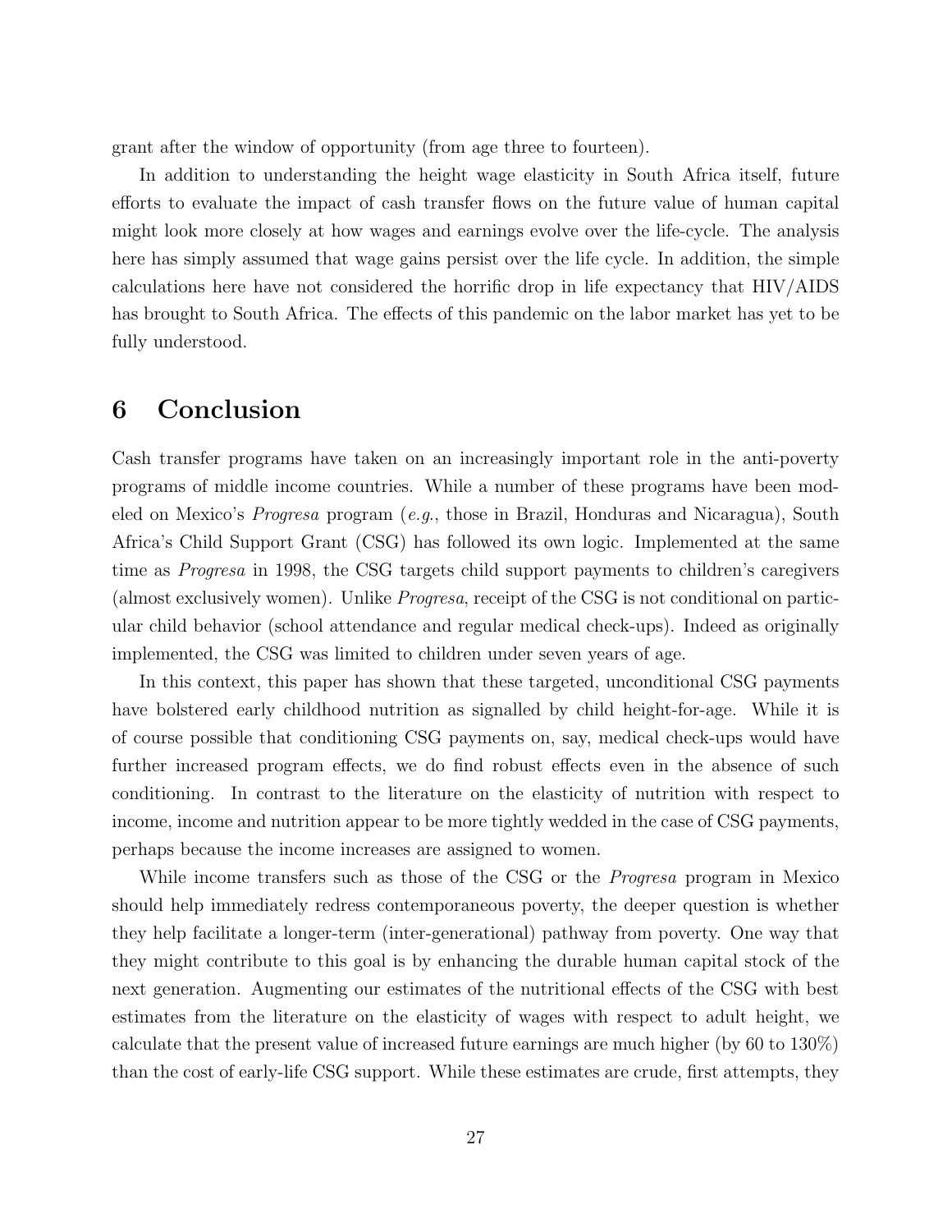grant after the window of opportunity (from age three to fourteen).

In addition to understanding the height wage elasticity in South Africa itself, future efforts to evaluate the impact of cash transfer flows on the future value of human capital might look more closely at how wages and earnings evolve over the life-cycle. The analysis here has simply assumed that wage gains persist over the life cycle. In addition, the simple calculations here have not considered the horrific drop in life expectancy that HIV/AIDS has brought to South Africa. The effects of this pandemic on the labor market has yet to be fully understood.

# 6 Conclusion

Cash transfer programs have taken on an increasingly important role in the anti-poverty programs of middle income countries. While a number of these programs have been modeled on Mexico's *Progresa* program (*e.g.*, those in Brazil, Honduras and Nicaragua), South Africa's Child Support Grant (CSG) has followed its own logic. Implemented at the same time as *Progresa* in 1998, the CSG targets child support payments to children's caregivers (almost exclusively women). Unlike *Progresa*, receipt of the CSG is not conditional on particular child behavior (school attendance and regular medical check-ups). Indeed as originally implemented, the CSG was limited to children under seven years of age.

In this context, this paper has shown that these targeted, unconditional CSG payments have bolstered early childhood nutrition as signalled by child height-for-age. While it is of course possible that conditioning CSG payments on, say, medical check-ups would have further increased program effects, we do find robust effects even in the absence of such conditioning. In contrast to the literature on the elasticity of nutrition with respect to income, income and nutrition appear to be more tightly wedded in the case of CSG payments, perhaps because the income increases are assigned to women.

While income transfers such as those of the CSG or the *Progresa* program in Mexico should help immediately redress contemporaneous poverty, the deeper question is whether they help facilitate a longer-term (inter-generational) pathway from poverty. One way that they might contribute to this goal is by enhancing the durable human capital stock of the next generation. Augmenting our estimates of the nutritional effects of the CSG with best estimates from the literature on the elasticity of wages with respect to adult height, we calculate that the present value of increased future earnings are much higher (by 60 to 130%) than the cost of early-life CSG support. While these estimates are crude, first attempts, they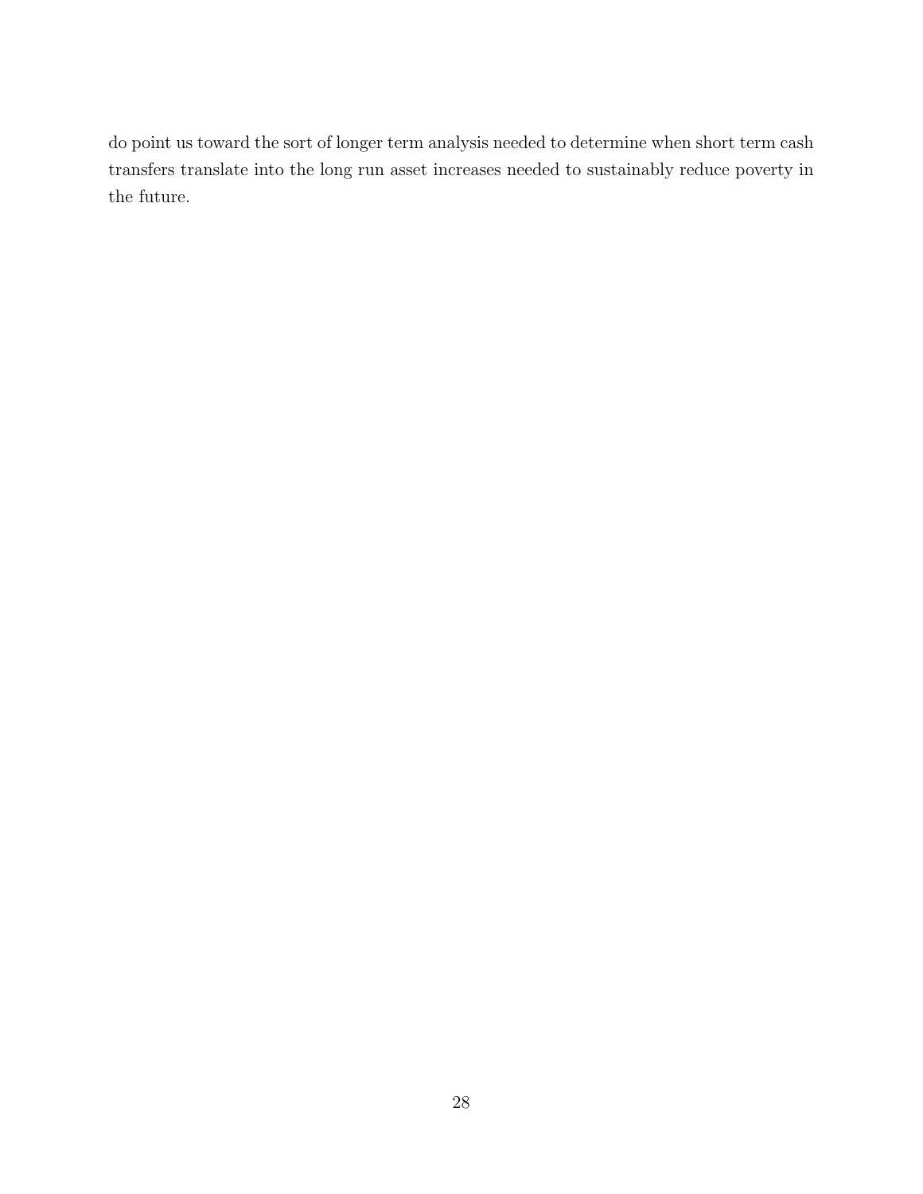do point us toward the sort of longer term analysis needed to determine when short term cash transfers translate into the long run asset increases needed to sustainably reduce poverty in the future.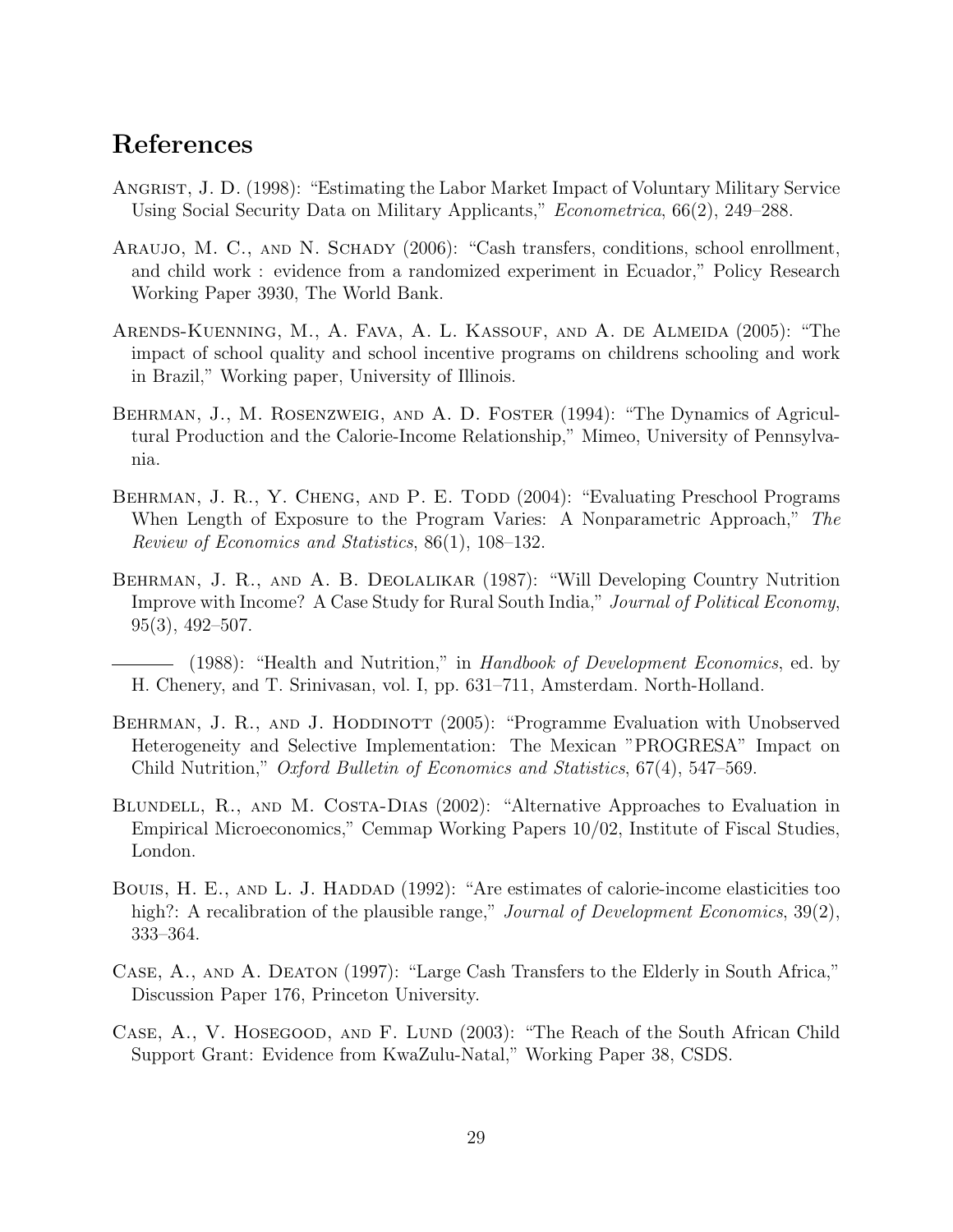## References

Angrist, J. D. (1998): "Estimating the Labor Market Impact of Voluntary Military Service Using Social Security Data on Military Applicants," *Econometrica*, 66(2), 249–288.

Araujo, M. C., and N. Schady (2006): "Cash transfers, conditions, school enrollment, and child work : evidence from a randomized experiment in Ecuador," Policy Research Working Paper 3930, The World Bank.

Arends-Kuenning, M., A. Fava, A. L. Kassouf, and A. de Almeida (2005): "The impact of school quality and school incentive programs on childrens schooling and work in Brazil," Working paper, University of Illinois.

Behrman, J., M. Rosenzweig, and A. D. Foster (1994): "The Dynamics of Agricultural Production and the Calorie-Income Relationship," Mimeo, University of Pennsylvania.

Behrman, J. R., Y. Cheng, and P. E. Todd (2004): "Evaluating Preschool Programs When Length of Exposure to the Program Varies: A Nonparametric Approach," *The Review of Economics and Statistics*, 86(1), 108–132.

Behrman, J. R., and A. B. Deolalikar (1987): "Will Developing Country Nutrition Improve with Income? A Case Study for Rural South India," *Journal of Political Economy*, 95(3), 492–507.

——— (1988): "Health and Nutrition," in *Handbook of Development Economics*, ed. by H. Chenery, and T. Srinivasan, vol. I, pp. 631–711, Amsterdam. North-Holland.

Behrman, J. R., and J. Hoddinott (2005): "Programme Evaluation with Unobserved Heterogeneity and Selective Implementation: The Mexican "PROGRESA" Impact on Child Nutrition," *Oxford Bulletin of Economics and Statistics*, 67(4), 547–569.

Blundell, R., and M. Costa-Dias (2002): "Alternative Approaches to Evaluation in Empirical Microeconomics," Cemmap Working Papers 10/02, Institute of Fiscal Studies, London.

Bouis, H. E., and L. J. Haddad (1992): "Are estimates of calorie-income elasticities too high?: A recalibration of the plausible range," *Journal of Development Economics*, 39(2), 333–364.

Case, A., and A. Deaton (1997): "Large Cash Transfers to the Elderly in South Africa," Discussion Paper 176, Princeton University.

Case, A., V. Hosegood, and F. Lund (2003): "The Reach of the South African Child Support Grant: Evidence from KwaZulu-Natal," Working Paper 38, CSDS.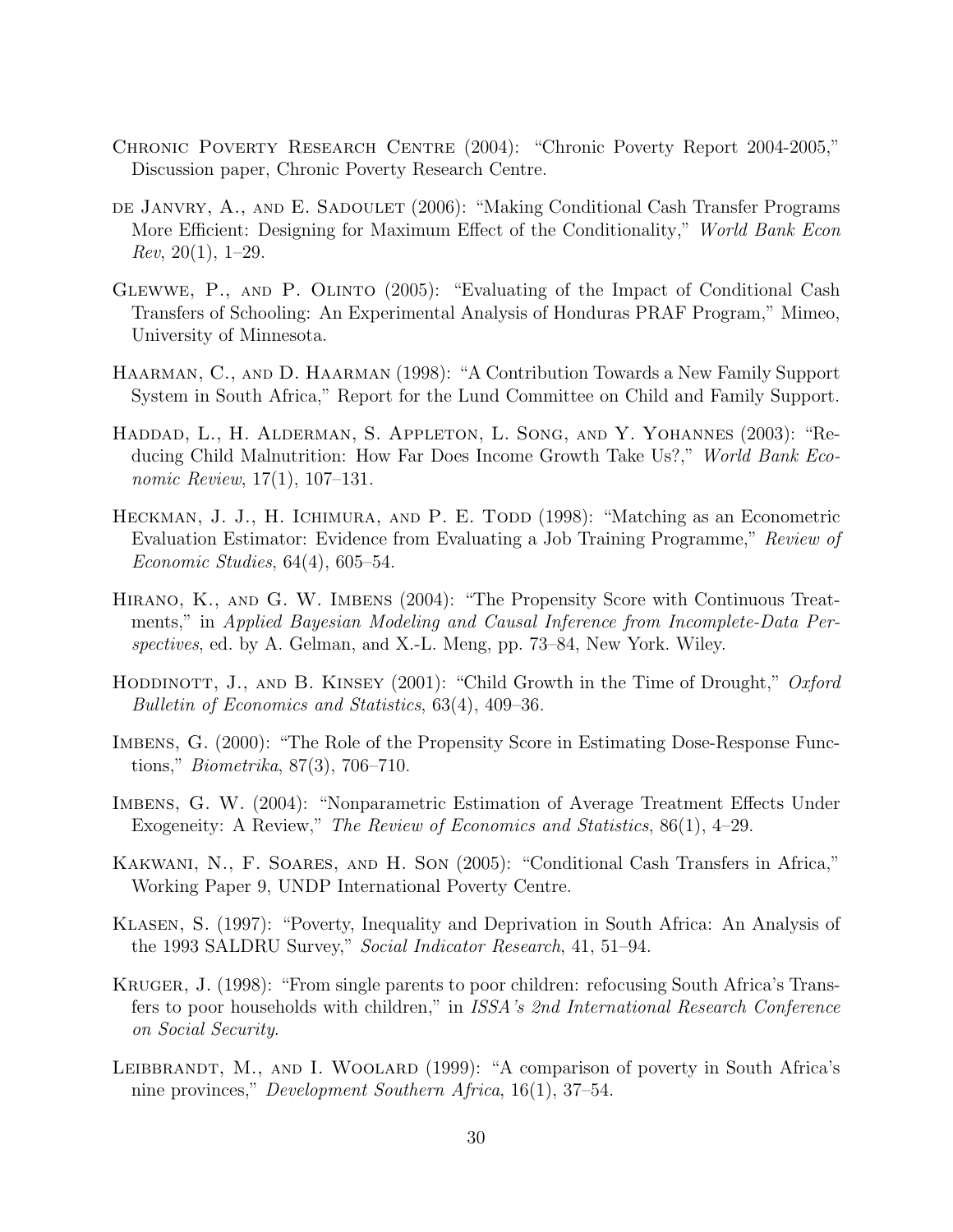Chronic Poverty Research Centre (2004): "Chronic Poverty Report 2004-2005," Discussion paper, Chronic Poverty Research Centre.

de Janvry, A., and E. Sadoulet (2006): "Making Conditional Cash Transfer Programs More Efficient: Designing for Maximum Effect of the Conditionality," *World Bank Econ Rev*, 20(1), 1–29.

Glewwe, P., and P. Olinto (2005): "Evaluating of the Impact of Conditional Cash Transfers of Schooling: An Experimental Analysis of Honduras PRAF Program," Mimeo, University of Minnesota.

Haarman, C., and D. Haarman (1998): "A Contribution Towards a New Family Support System in South Africa," Report for the Lund Committee on Child and Family Support.

Haddad, L., H. Alderman, S. Appleton, L. Song, and Y. Yohannes (2003): "Reducing Child Malnutrition: How Far Does Income Growth Take Us?," *World Bank Economic Review*, 17(1), 107–131.

Heckman, J. J., H. Ichimura, and P. E. Todd (1998): "Matching as an Econometric Evaluation Estimator: Evidence from Evaluating a Job Training Programme," *Review of Economic Studies*, 64(4), 605–54.

Hirano, K., and G. W. Imbens (2004): "The Propensity Score with Continuous Treatments," in *Applied Bayesian Modeling and Causal Inference from Incomplete-Data Perspectives*, ed. by A. Gelman, and X.-L. Meng, pp. 73–84, New York. Wiley.

Hoddinott, J., and B. Kinsey (2001): "Child Growth in the Time of Drought," *Oxford Bulletin of Economics and Statistics*, 63(4), 409–36.

Imbens, G. (2000): "The Role of the Propensity Score in Estimating Dose-Response Functions," *Biometrika*, 87(3), 706–710.

Imbens, G. W. (2004): "Nonparametric Estimation of Average Treatment Effects Under Exogeneity: A Review," *The Review of Economics and Statistics*, 86(1), 4–29.

Kakwani, N., F. Soares, and H. Son (2005): "Conditional Cash Transfers in Africa," Working Paper 9, UNDP International Poverty Centre.

Klasen, S. (1997): "Poverty, Inequality and Deprivation in South Africa: An Analysis of the 1993 SALDRU Survey," *Social Indicator Research*, 41, 51–94.

Kruger, J. (1998): "From single parents to poor children: refocusing South Africa's Transfers to poor households with children," in *ISSA's 2nd International Research Conference on Social Security*.

Leibbrandt, M., and I. Woolard (1999): "A comparison of poverty in South Africa's nine provinces," *Development Southern Africa*, 16(1), 37–54.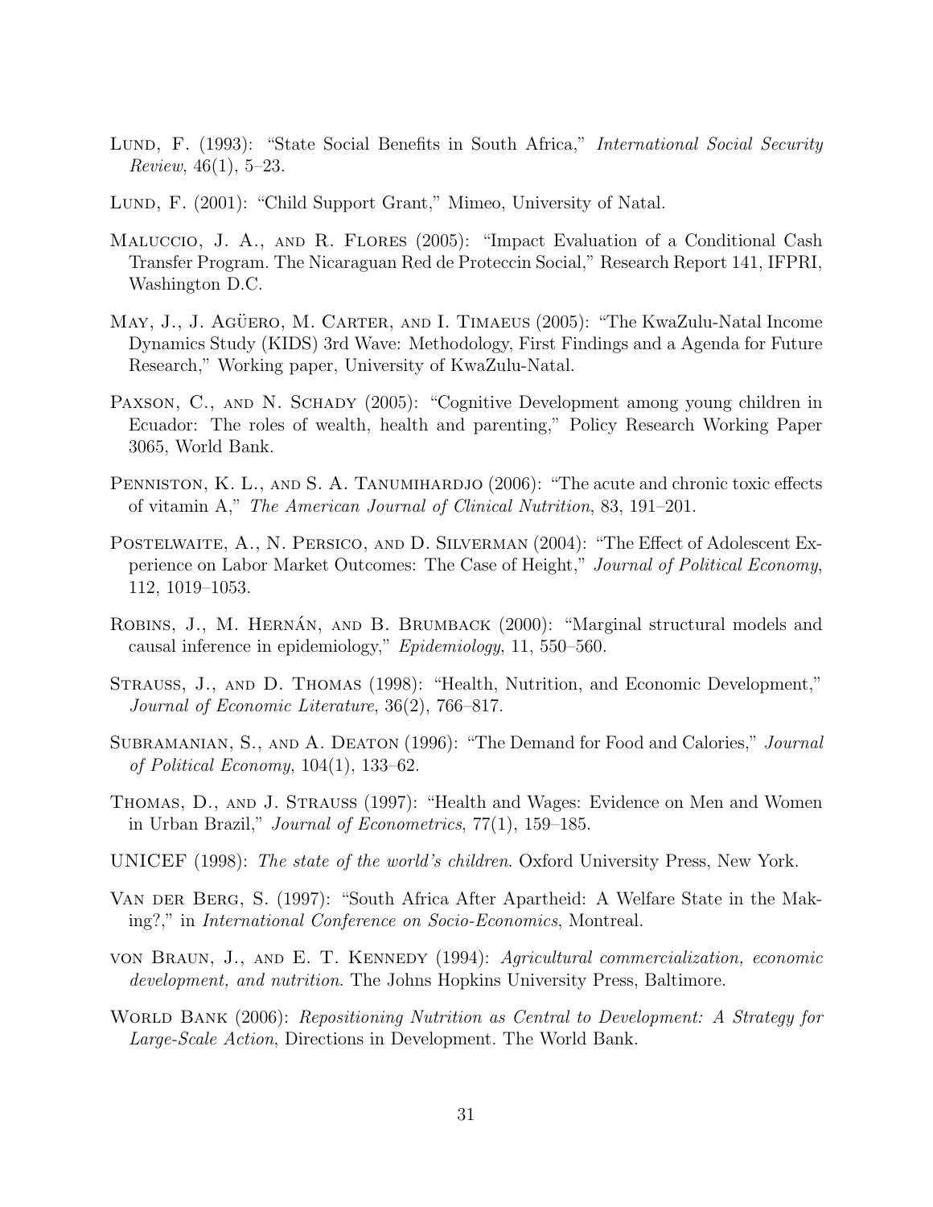Lund, F. (1993): "State Social Benefits in South Africa," *International Social Security Review*, 46(1), 5–23.

Lund, F. (2001): "Child Support Grant," Mimeo, University of Natal.

Maluccio, J. A., and R. Flores (2005): "Impact Evaluation of a Conditional Cash Transfer Program. The Nicaraguan Red de Proteccin Social," Research Report 141, IFPRI, Washington D.C.

May, J., J. Agüero, M. Carter, and I. Timaeus (2005): "The KwaZulu-Natal Income Dynamics Study (KIDS) 3rd Wave: Methodology, First Findings and a Agenda for Future Research," Working paper, University of KwaZulu-Natal.

Paxson, C., and N. Schady (2005): "Cognitive Development among young children in Ecuador: The roles of wealth, health and parenting," Policy Research Working Paper 3065, World Bank.

Penniston, K. L., and S. A. Tanumihardjo (2006): "The acute and chronic toxic effects of vitamin A," *The American Journal of Clinical Nutrition*, 83, 191–201.

Postelwaite, A., N. Persico, and D. Silverman (2004): "The Effect of Adolescent Experience on Labor Market Outcomes: The Case of Height," *Journal of Political Economy*, 112, 1019–1053.

Robins, J., M. Hernán, and B. Brumback (2000): "Marginal structural models and causal inference in epidemiology," *Epidemiology*, 11, 550–560.

Strauss, J., and D. Thomas (1998): "Health, Nutrition, and Economic Development," *Journal of Economic Literature*, 36(2), 766–817.

Subramanian, S., and A. Deaton (1996): "The Demand for Food and Calories," *Journal of Political Economy*, 104(1), 133–62.

Thomas, D., and J. Strauss (1997): "Health and Wages: Evidence on Men and Women in Urban Brazil," *Journal of Econometrics*, 77(1), 159–185.

UNICEF (1998): *The state of the world's children*. Oxford University Press, New York.

Van der Berg, S. (1997): "South Africa After Apartheid: A Welfare State in the Making?," in *International Conference on Socio-Economics*, Montreal.

von Braun, J., and E. T. Kennedy (1994): *Agricultural commercialization, economic development, and nutrition*. The Johns Hopkins University Press, Baltimore.

World Bank (2006): *Repositioning Nutrition as Central to Development: A Strategy for Large-Scale Action*, Directions in Development. The World Bank.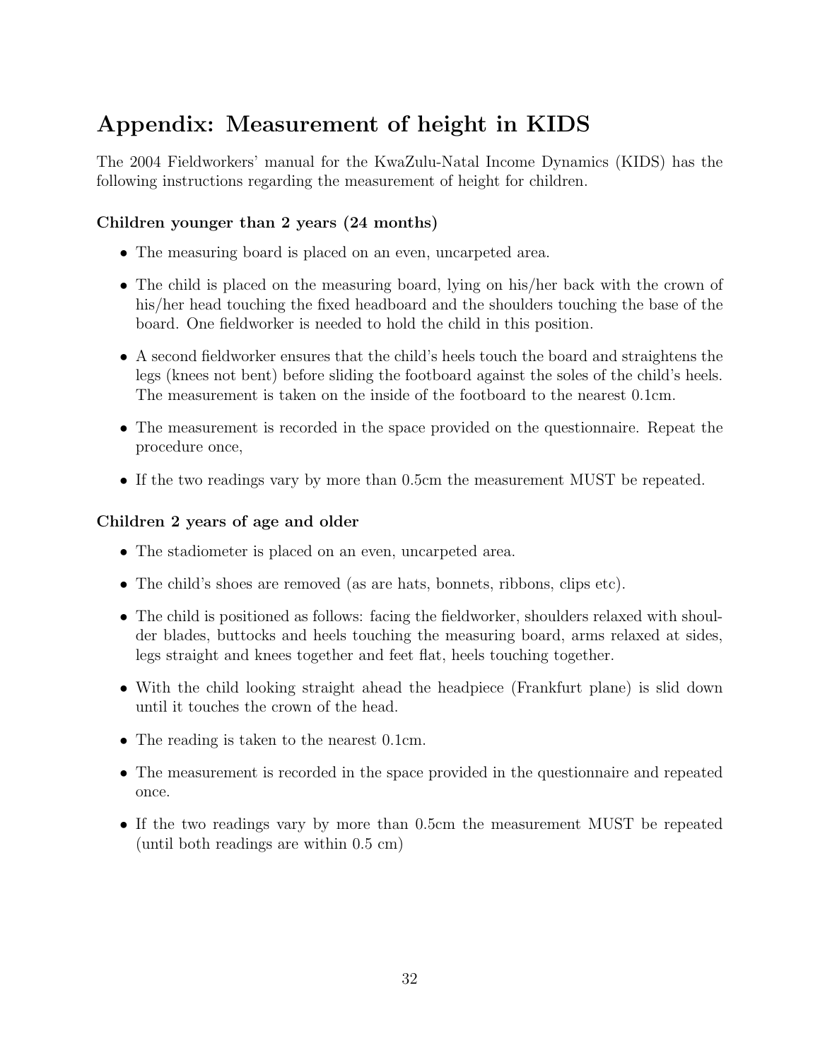# Appendix: Measurement of height in KIDS

The 2004 Fieldworkers' manual for the KwaZulu-Natal Income Dynamics (KIDS) has the following instructions regarding the measurement of height for children.

**Children younger than 2 years (24 months)**

- The measuring board is placed on an even, uncarpeted area.
- The child is placed on the measuring board, lying on his/her back with the crown of his/her head touching the fixed headboard and the shoulders touching the base of the board. One fieldworker is needed to hold the child in this position.
- A second fieldworker ensures that the child's heels touch the board and straightens the legs (knees not bent) before sliding the footboard against the soles of the child's heels. The measurement is taken on the inside of the footboard to the nearest 0.1cm.
- The measurement is recorded in the space provided on the questionnaire. Repeat the procedure once,
- If the two readings vary by more than 0.5cm the measurement MUST be repeated.

**Children 2 years of age and older**

- The stadiometer is placed on an even, uncarpeted area.
- The child's shoes are removed (as are hats, bonnets, ribbons, clips etc).
- The child is positioned as follows: facing the fieldworker, shoulders relaxed with shoulder blades, buttocks and heels touching the measuring board, arms relaxed at sides, legs straight and knees together and feet flat, heels touching together.
- With the child looking straight ahead the headpiece (Frankfurt plane) is slid down until it touches the crown of the head.
- The reading is taken to the nearest 0.1cm.
- The measurement is recorded in the space provided in the questionnaire and repeated once.
- If the two readings vary by more than 0.5cm the measurement MUST be repeated (until both readings are within 0.5 cm)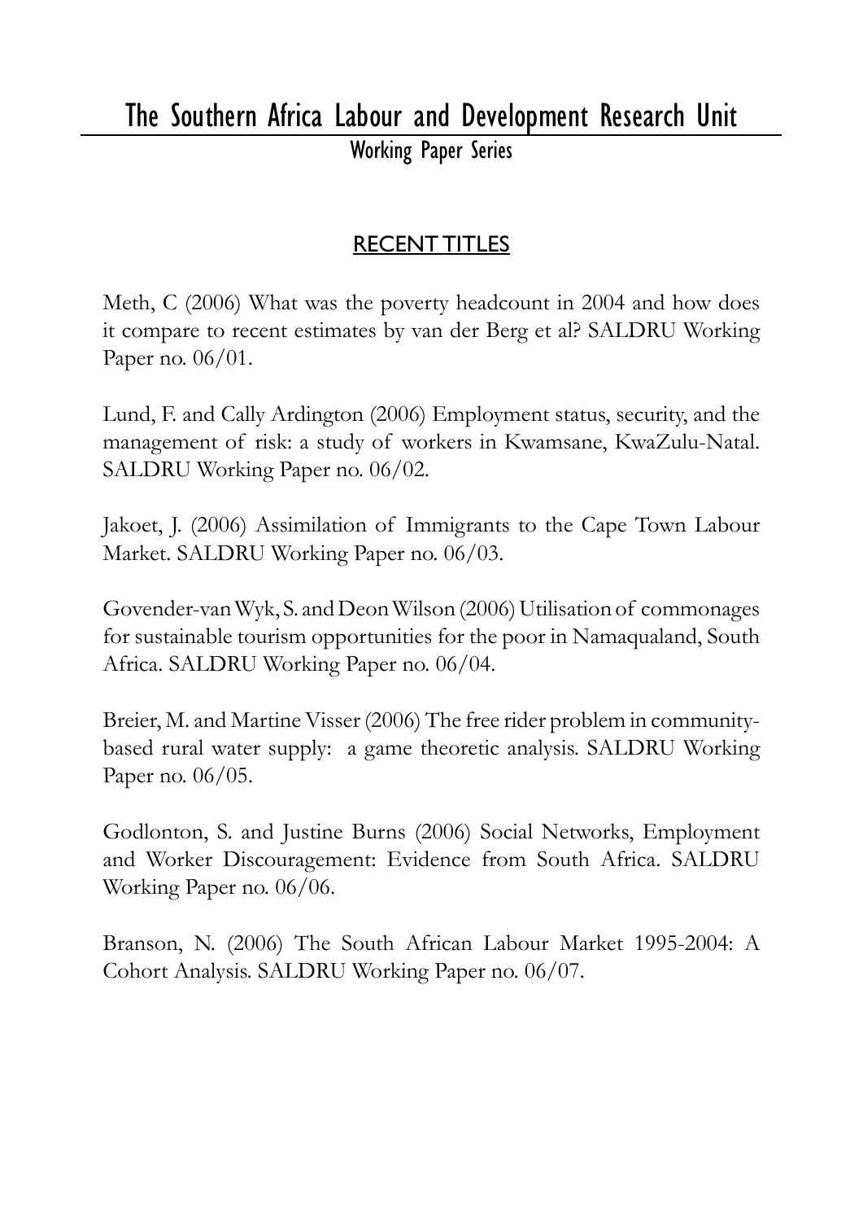# The Southern Africa Labour and Development Research Unit

Working Paper Series

## RECENT TITLES

Meth, C (2006) What was the poverty headcount in 2004 and how does it compare to recent estimates by van der Berg et al? SALDRU Working Paper no. 06/01.

Lund, F. and Cally Ardington (2006) Employment status, security, and the management of risk: a study of workers in Kwamsane, KwaZulu-Natal. SALDRU Working Paper no. 06/02.

Jakoet, J. (2006) Assimilation of Immigrants to the Cape Town Labour Market. SALDRU Working Paper no. 06/03.

Govender-van Wyk, S. and Deon Wilson (2006) Utilisation of commonages for sustainable tourism opportunities for the poor in Namaqualand, South Africa. SALDRU Working Paper no. 06/04.

Breier, M. and Martine Visser (2006) The free rider problem in community-based rural water supply: a game theoretic analysis. SALDRU Working Paper no. 06/05.

Godlonton, S. and Justine Burns (2006) Social Networks, Employment and Worker Discouragement: Evidence from South Africa. SALDRU Working Paper no. 06/06.

Branson, N. (2006) The South African Labour Market 1995-2004: A Cohort Analysis. SALDRU Working Paper no. 06/07.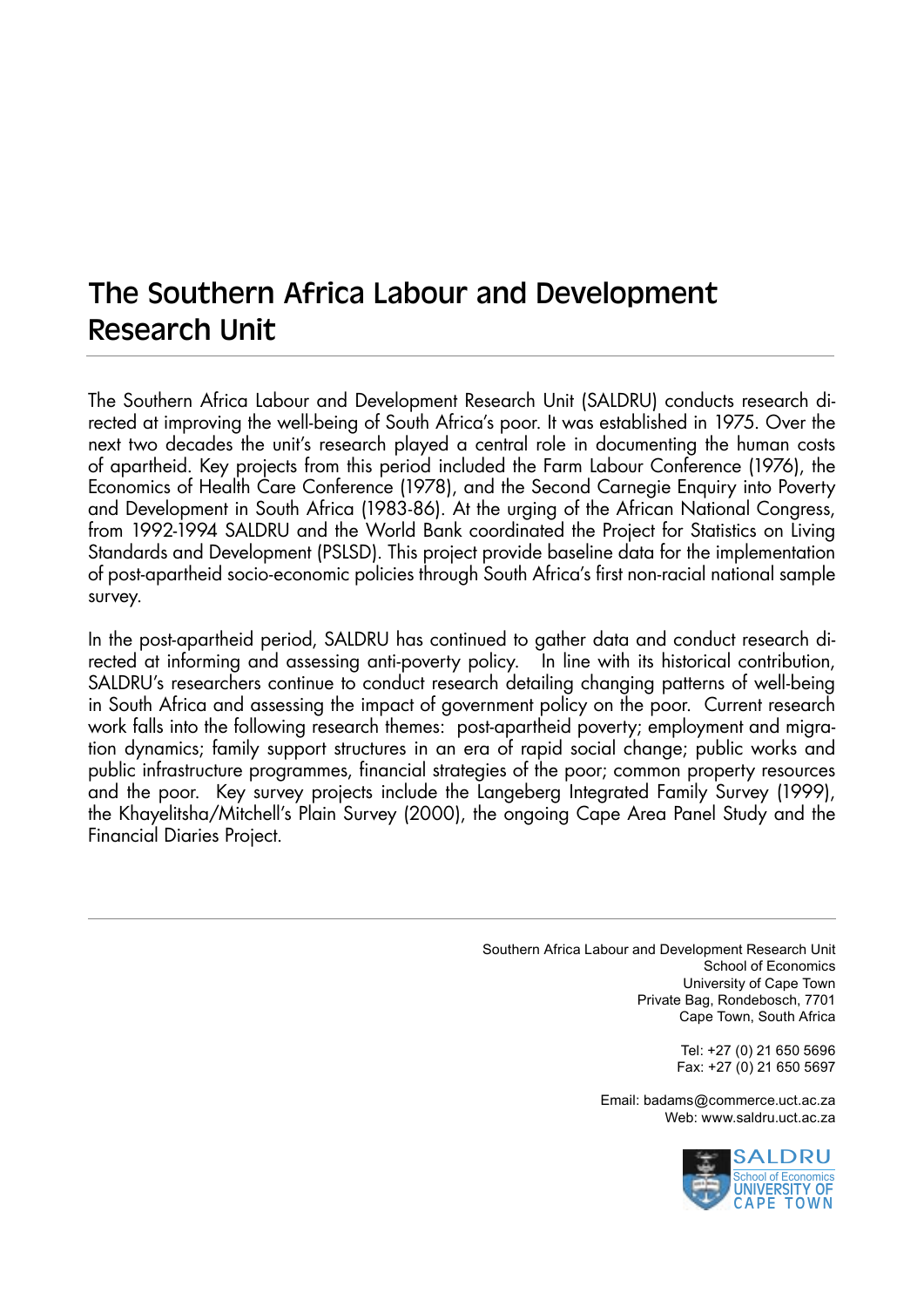# The Southern Africa Labour and Development Research Unit

The Southern Africa Labour and Development Research Unit (SALDRU) conducts research directed at improving the well-being of South Africa's poor. It was established in 1975. Over the next two decades the unit's research played a central role in documenting the human costs of apartheid. Key projects from this period included the Farm Labour Conference (1976), the Economics of Health Care Conference (1978), and the Second Carnegie Enquiry into Poverty and Development in South Africa (1983-86). At the urging of the African National Congress, from 1992-1994 SALDRU and the World Bank coordinated the Project for Statistics on Living Standards and Development (PSLSD). This project provide baseline data for the implementation of post-apartheid socio-economic policies through South Africa's first non-racial national sample survey.

In the post-apartheid period, SALDRU has continued to gather data and conduct research directed at informing and assessing anti-poverty policy. In line with its historical contribution, SALDRU's researchers continue to conduct research detailing changing patterns of well-being in South Africa and assessing the impact of government policy on the poor. Current research work falls into the following research themes: post-apartheid poverty; employment and migration dynamics; family support structures in an era of rapid social change; public works and public infrastructure programmes, financial strategies of the poor; common property resources and the poor. Key survey projects include the Langeberg Integrated Family Survey (1999), the Khayelitsha/Mitchell's Plain Survey (2000), the ongoing Cape Area Panel Study and the Financial Diaries Project.

---

Southern Africa Labour and Development Research Unit
School of Economics
University of Cape Town
Private Bag, Rondebosch, 7701
Cape Town, South Africa

Tel: +27 (0) 21 650 5696
Fax: +27 (0) 21 650 5697

Email: badams@commerce.uct.ac.za
Web: www.saldru.uct.ac.za

SALDRU
School of Economics
UNIVERSITY OF CAPE TOWN